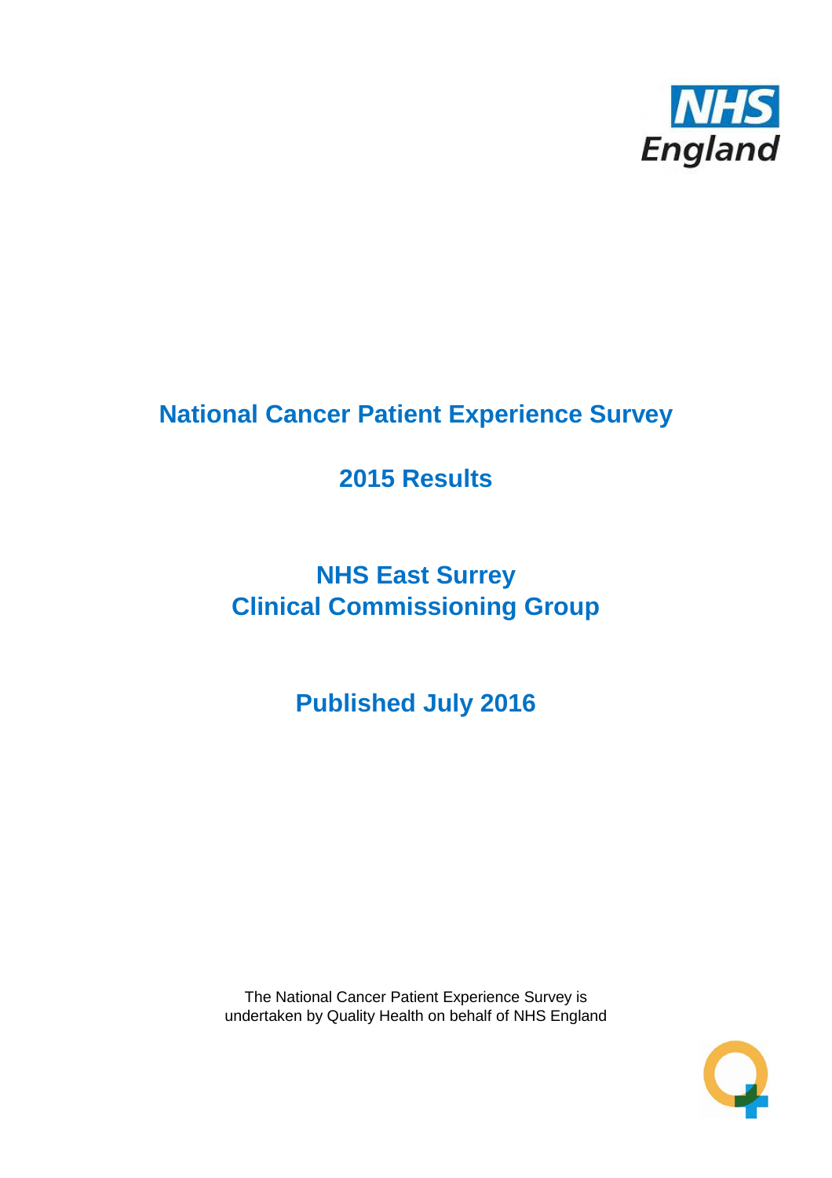NHS England

# National Cancer Patient Experience Survey

## 2015 Results

## NHS East Surrey
## Clinical Commissioning Group

## Published July 2016

The National Cancer Patient Experience Survey is undertaken by Quality Health on behalf of NHS England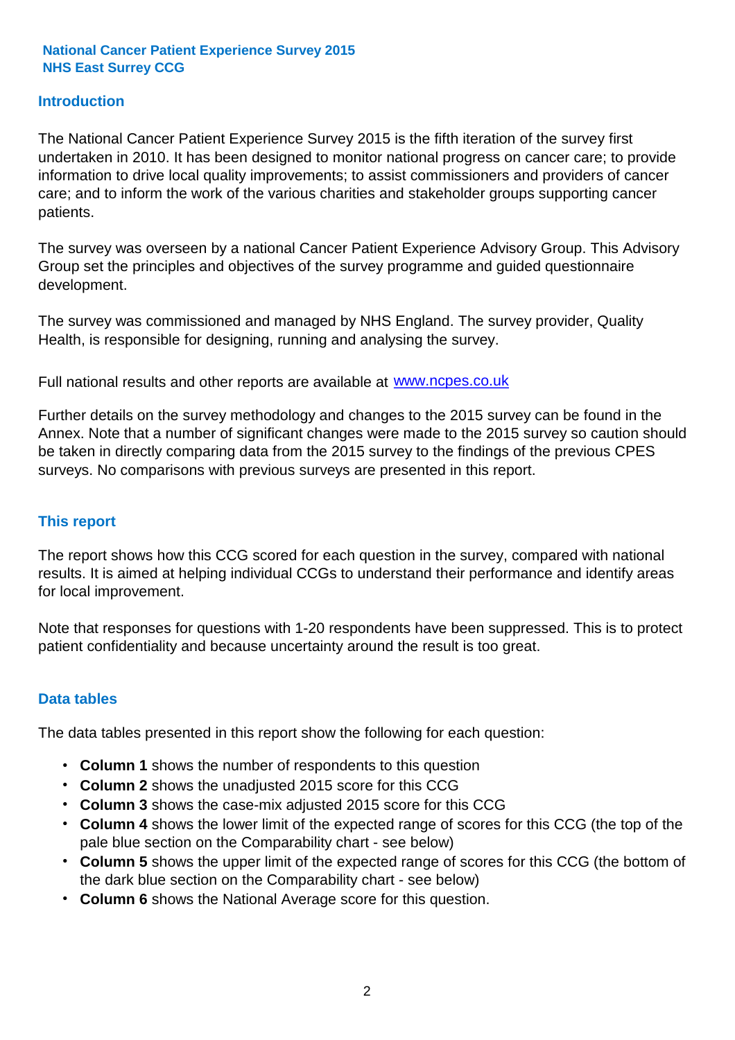**National Cancer Patient Experience Survey 2015**
**NHS East Surrey CCG**

## Introduction

The National Cancer Patient Experience Survey 2015 is the fifth iteration of the survey first undertaken in 2010. It has been designed to monitor national progress on cancer care; to provide information to drive local quality improvements; to assist commissioners and providers of cancer care; and to inform the work of the various charities and stakeholder groups supporting cancer patients.

The survey was overseen by a national Cancer Patient Experience Advisory Group. This Advisory Group set the principles and objectives of the survey programme and guided questionnaire development.

The survey was commissioned and managed by NHS England. The survey provider, Quality Health, is responsible for designing, running and analysing the survey.

Full national results and other reports are available at [www.ncpes.co.uk](http://www.ncpes.co.uk)

Further details on the survey methodology and changes to the 2015 survey can be found in the Annex. Note that a number of significant changes were made to the 2015 survey so caution should be taken in directly comparing data from the 2015 survey to the findings of the previous CPES surveys. No comparisons with previous surveys are presented in this report.

## This report

The report shows how this CCG scored for each question in the survey, compared with national results. It is aimed at helping individual CCGs to understand their performance and identify areas for local improvement.

Note that responses for questions with 1-20 respondents have been suppressed. This is to protect patient confidentiality and because uncertainty around the result is too great.

## Data tables

The data tables presented in this report show the following for each question:

- **Column 1** shows the number of respondents to this question
- **Column 2** shows the unadjusted 2015 score for this CCG
- **Column 3** shows the case-mix adjusted 2015 score for this CCG
- **Column 4** shows the lower limit of the expected range of scores for this CCG (the top of the pale blue section on the Comparability chart - see below)
- **Column 5** shows the upper limit of the expected range of scores for this CCG (the bottom of the dark blue section on the Comparability chart - see below)
- **Column 6** shows the National Average score for this question.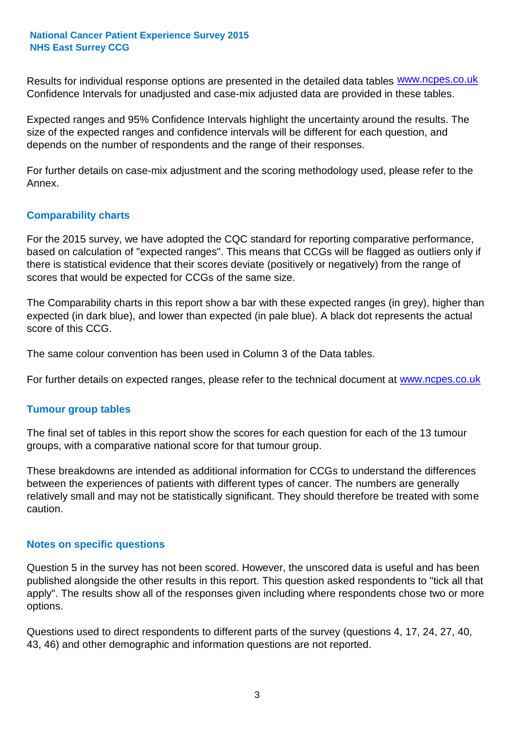Results for individual response options are presented in the detailed data tables www.ncpes.co.uk Confidence Intervals for unadjusted and case-mix adjusted data are provided in these tables.

Expected ranges and 95% Confidence Intervals highlight the uncertainty around the results. The size of the expected ranges and confidence intervals will be different for each question, and depends on the number of respondents and the range of their responses.

For further details on case-mix adjustment and the scoring methodology used, please refer to the Annex.

## Comparability charts

For the 2015 survey, we have adopted the CQC standard for reporting comparative performance, based on calculation of "expected ranges". This means that CCGs will be flagged as outliers only if there is statistical evidence that their scores deviate (positively or negatively) from the range of scores that would be expected for CCGs of the same size.

The Comparability charts in this report show a bar with these expected ranges (in grey), higher than expected (in dark blue), and lower than expected (in pale blue). A black dot represents the actual score of this CCG.

The same colour convention has been used in Column 3 of the Data tables.

For further details on expected ranges, please refer to the technical document at www.ncpes.co.uk

## Tumour group tables

The final set of tables in this report show the scores for each question for each of the 13 tumour groups, with a comparative national score for that tumour group.

These breakdowns are intended as additional information for CCGs to understand the differences between the experiences of patients with different types of cancer. The numbers are generally relatively small and may not be statistically significant. They should therefore be treated with some caution.

## Notes on specific questions

Question 5 in the survey has not been scored. However, the unscored data is useful and has been published alongside the other results in this report. This question asked respondents to "tick all that apply". The results show all of the responses given including where respondents chose two or more options.

Questions used to direct respondents to different parts of the survey (questions 4, 17, 24, 27, 40, 43, 46) and other demographic and information questions are not reported.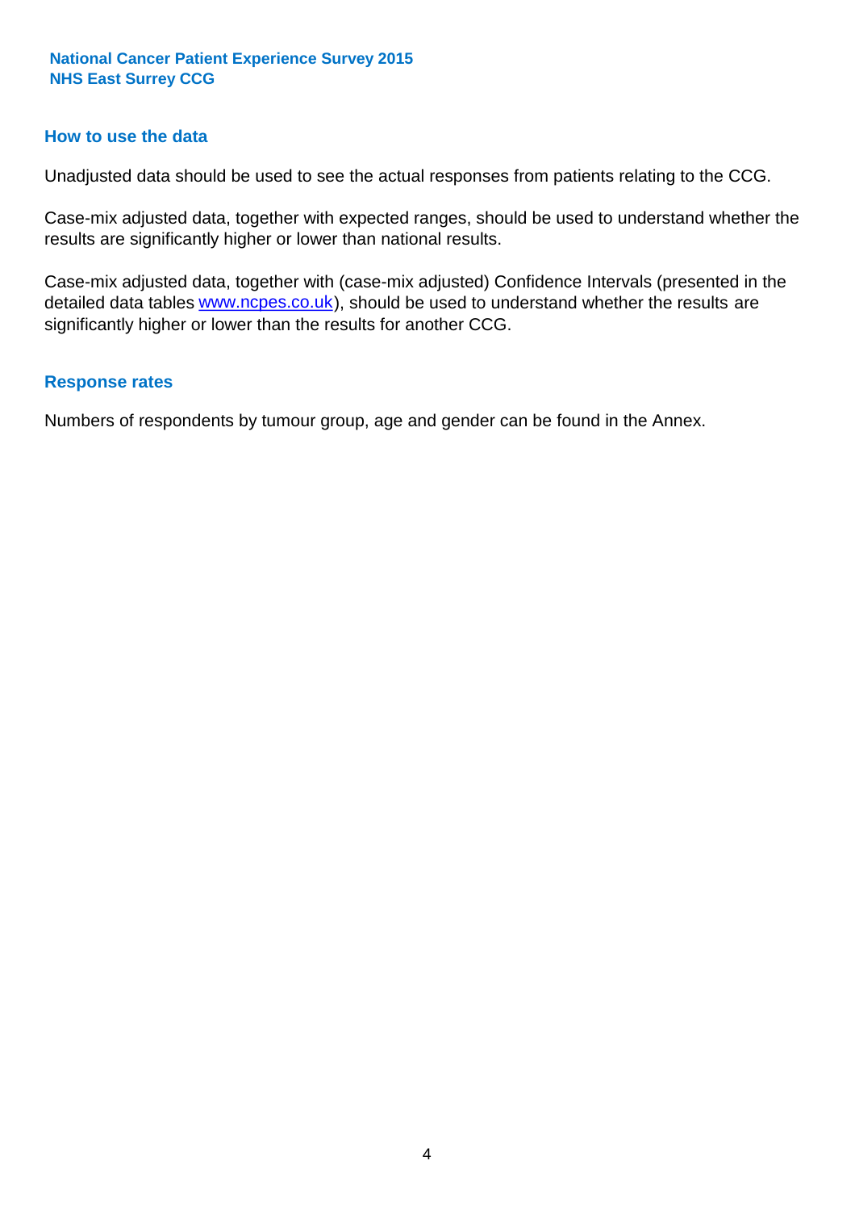## How to use the data

Unadjusted data should be used to see the actual responses from patients relating to the CCG.

Case-mix adjusted data, together with expected ranges, should be used to understand whether the results are significantly higher or lower than national results.

Case-mix adjusted data, together with (case-mix adjusted) Confidence Intervals (presented in the detailed data tables www.ncpes.co.uk), should be used to understand whether the results are significantly higher or lower than the results for another CCG.

## Response rates

Numbers of respondents by tumour group, age and gender can be found in the Annex.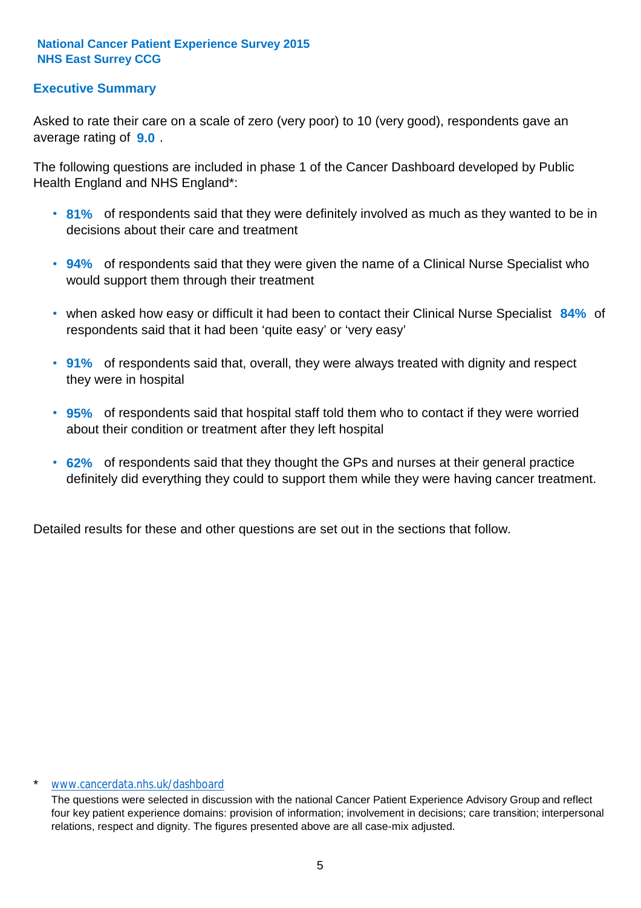**National Cancer Patient Experience Survey 2015**
**NHS East Surrey CCG**

## Executive Summary

Asked to rate their care on a scale of zero (very poor) to 10 (very good), respondents gave an average rating of **9.0** .

The following questions are included in phase 1 of the Cancer Dashboard developed by Public Health England and NHS England*:

- **81%** of respondents said that they were definitely involved as much as they wanted to be in decisions about their care and treatment
- **94%** of respondents said that they were given the name of a Clinical Nurse Specialist who would support them through their treatment
- when asked how easy or difficult it had been to contact their Clinical Nurse Specialist **84%** of respondents said that it had been 'quite easy' or 'very easy'
- **91%** of respondents said that, overall, they were always treated with dignity and respect they were in hospital
- **95%** of respondents said that hospital staff told them who to contact if they were worried about their condition or treatment after they left hospital
- **62%** of respondents said that they thought the GPs and nurses at their general practice definitely did everything they could to support them while they were having cancer treatment.

Detailed results for these and other questions are set out in the sections that follow.

\* www.cancerdata.nhs.uk/dashboard

The questions were selected in discussion with the national Cancer Patient Experience Advisory Group and reflect four key patient experience domains: provision of information; involvement in decisions; care transition; interpersonal relations, respect and dignity. The figures presented above are all case-mix adjusted.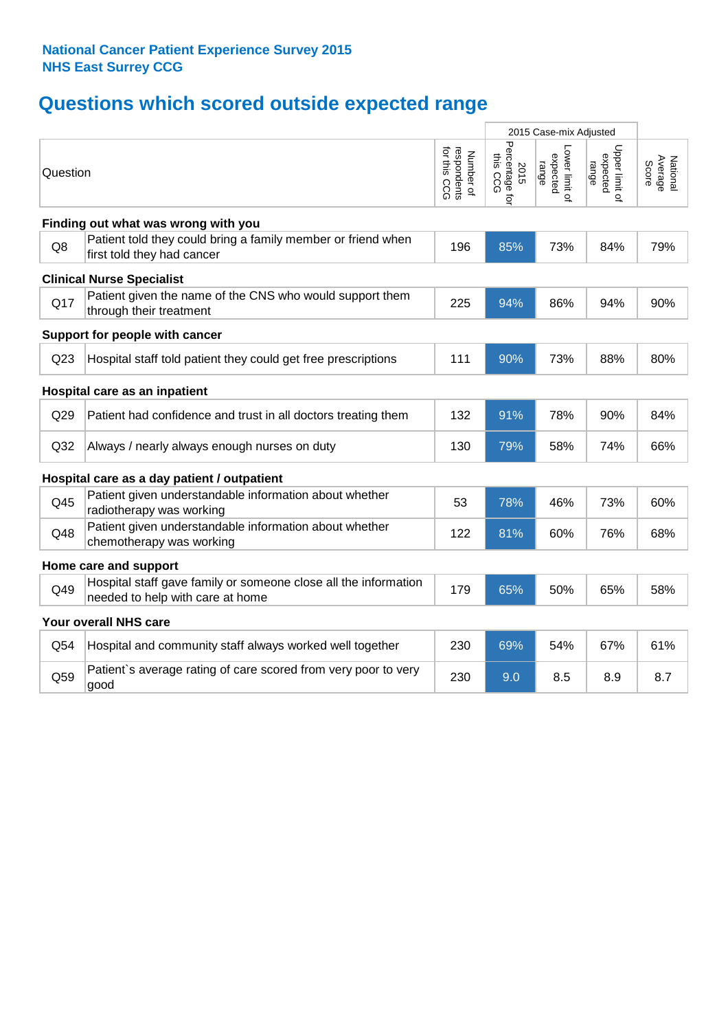**National Cancer Patient Experience Survey 2015**
**NHS East Surrey CCG**

## Questions which scored outside expected range

| | Question | Number of respondents for this CCG | 2015 Case-mix Adjusted | | | National Average Score |
|---|---|---|---|---|---|---|
| | | | 2015 Percentage for this CCG | Lower limit of expected range | Upper limit of expected range | |
| **Finding out what was wrong with you** | | | | | | |
| Q8 | Patient told they could bring a family member or friend when first told they had cancer | 196 | 85% | 73% | 84% | 79% |
| **Clinical Nurse Specialist** | | | | | | |
| Q17 | Patient given the name of the CNS who would support them through their treatment | 225 | 94% | 86% | 94% | 90% |
| **Support for people with cancer** | | | | | | |
| Q23 | Hospital staff told patient they could get free prescriptions | 111 | 90% | 73% | 88% | 80% |
| **Hospital care as an inpatient** | | | | | | |
| Q29 | Patient had confidence and trust in all doctors treating them | 132 | 91% | 78% | 90% | 84% |
| Q32 | Always / nearly always enough nurses on duty | 130 | 79% | 58% | 74% | 66% |
| **Hospital care as a day patient / outpatient** | | | | | | |
| Q45 | Patient given understandable information about whether radiotherapy was working | 53 | 78% | 46% | 73% | 60% |
| Q48 | Patient given understandable information about whether chemotherapy was working | 122 | 81% | 60% | 76% | 68% |
| **Home care and support** | | | | | | |
| Q49 | Hospital staff gave family or someone close all the information needed to help with care at home | 179 | 65% | 50% | 65% | 58% |
| **Your overall NHS care** | | | | | | |
| Q54 | Hospital and community staff always worked well together | 230 | 69% | 54% | 67% | 61% |
| Q59 | Patient`s average rating of care scored from very poor to very good | 230 | 9.0 | 8.5 | 8.9 | 8.7 |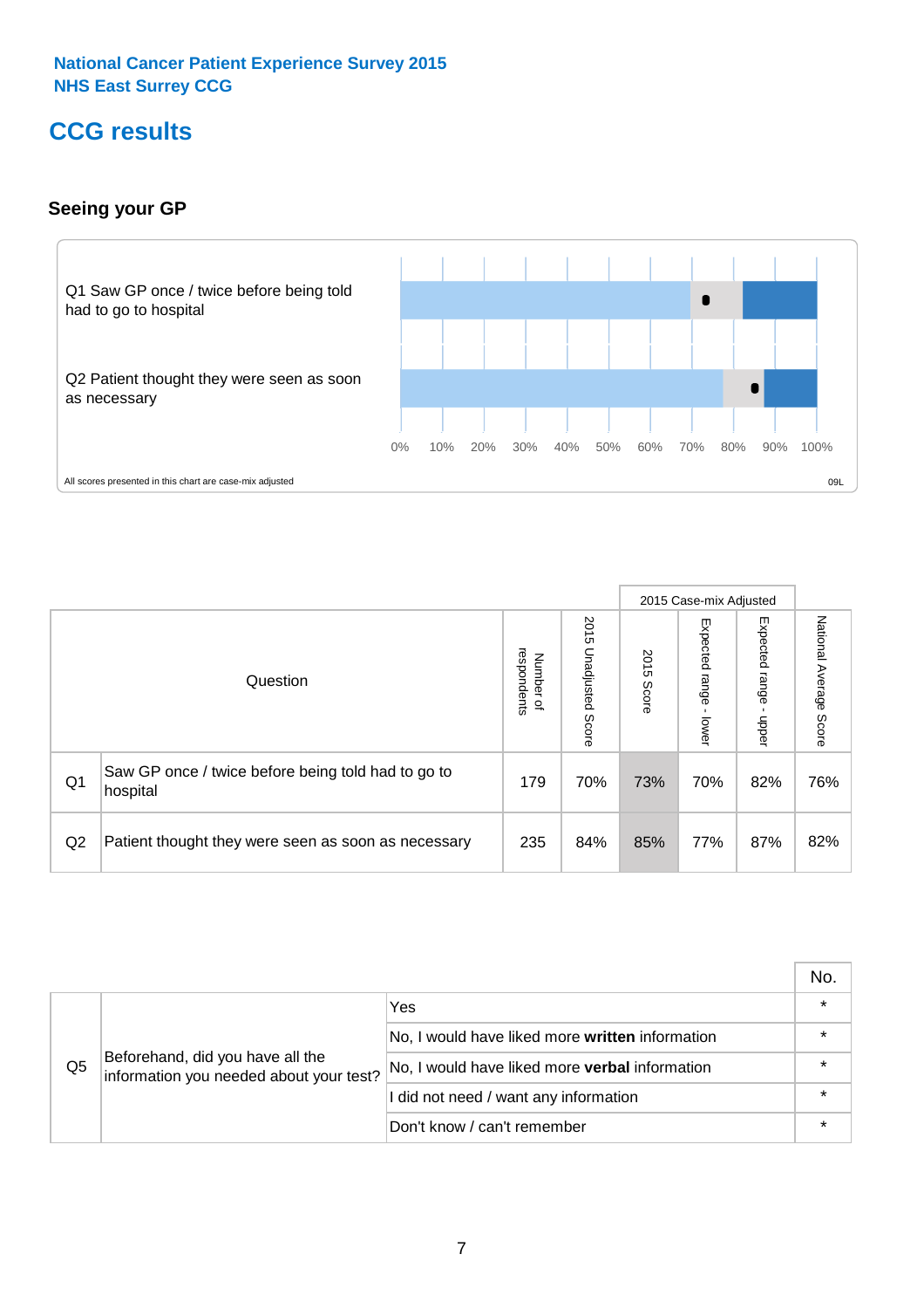National Cancer Patient Experience Survey 2015
NHS East Surrey CCG

# CCG results

## Seeing your GP

Q1 Saw GP once / twice before being told had to go to hospital

Q2 Patient thought they were seen as soon as necessary

0% 10% 20% 30% 40% 50% 60% 70% 80% 90% 100%

All scores presented in this chart are case-mix adjusted

09L

| | Question | Number of respondents | 2015 Unadjusted Score | 2015 Case-mix Adjusted: 2015 Score | 2015 Case-mix Adjusted: Expected range - lower | 2015 Case-mix Adjusted: Expected range - upper | National Average Score |
|---|---|---|---|---|---|---|---|
| Q1 | Saw GP once / twice before being told had to go to hospital | 179 | 70% | 73% | 70% | 82% | 76% |
| Q2 | Patient thought they were seen as soon as necessary | 235 | 84% | 85% | 77% | 87% | 82% |

| | | | No. |
|---|---|---|---|
| Q5 | Beforehand, did you have all the information you needed about your test? | Yes | * |
| | | No, I would have liked more **written** information | * |
| | | No, I would have liked more **verbal** information | * |
| | | I did not need / want any information | * |
| | | Don't know / can't remember | * |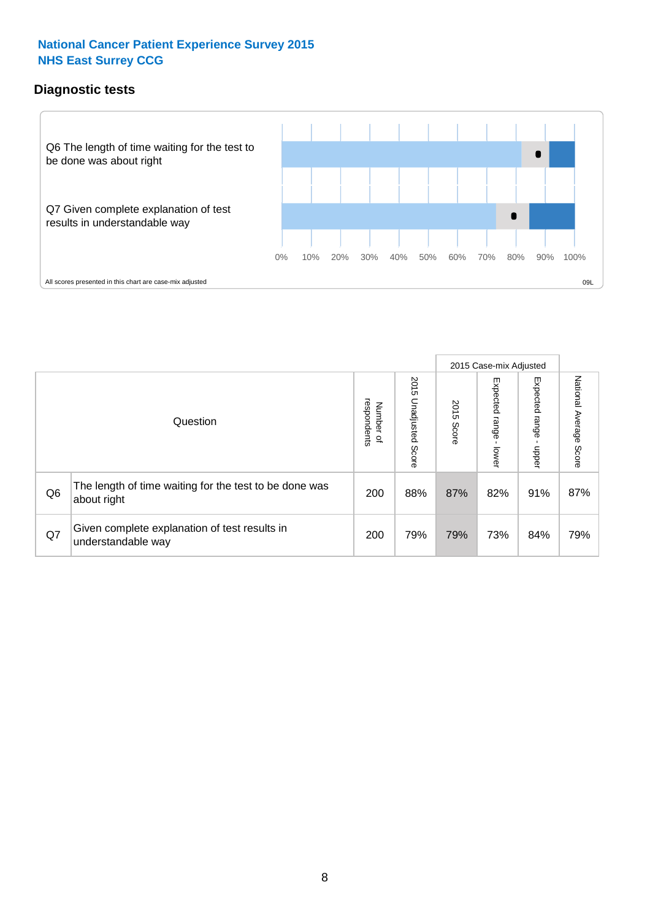National Cancer Patient Experience Survey 2015
NHS East Surrey CCG

## Diagnostic tests

Q6 The length of time waiting for the test to be done was about right

Q7 Given complete explanation of test results in understandable way

0% 10% 20% 30% 40% 50% 60% 70% 80% 90% 100%

All scores presented in this chart are case-mix adjusted

09L

| Question | | Number of respondents | 2015 Unadjusted Score | 2015 Case-mix Adjusted | | | National Average Score |
|---|---|---|---|---|---|---|---|
| | | | | 2015 Score | Expected range - lower | Expected range - upper | |
| Q6 | The length of time waiting for the test to be done was about right | 200 | 88% | 87% | 82% | 91% | 87% |
| Q7 | Given complete explanation of test results in understandable way | 200 | 79% | 79% | 73% | 84% | 79% |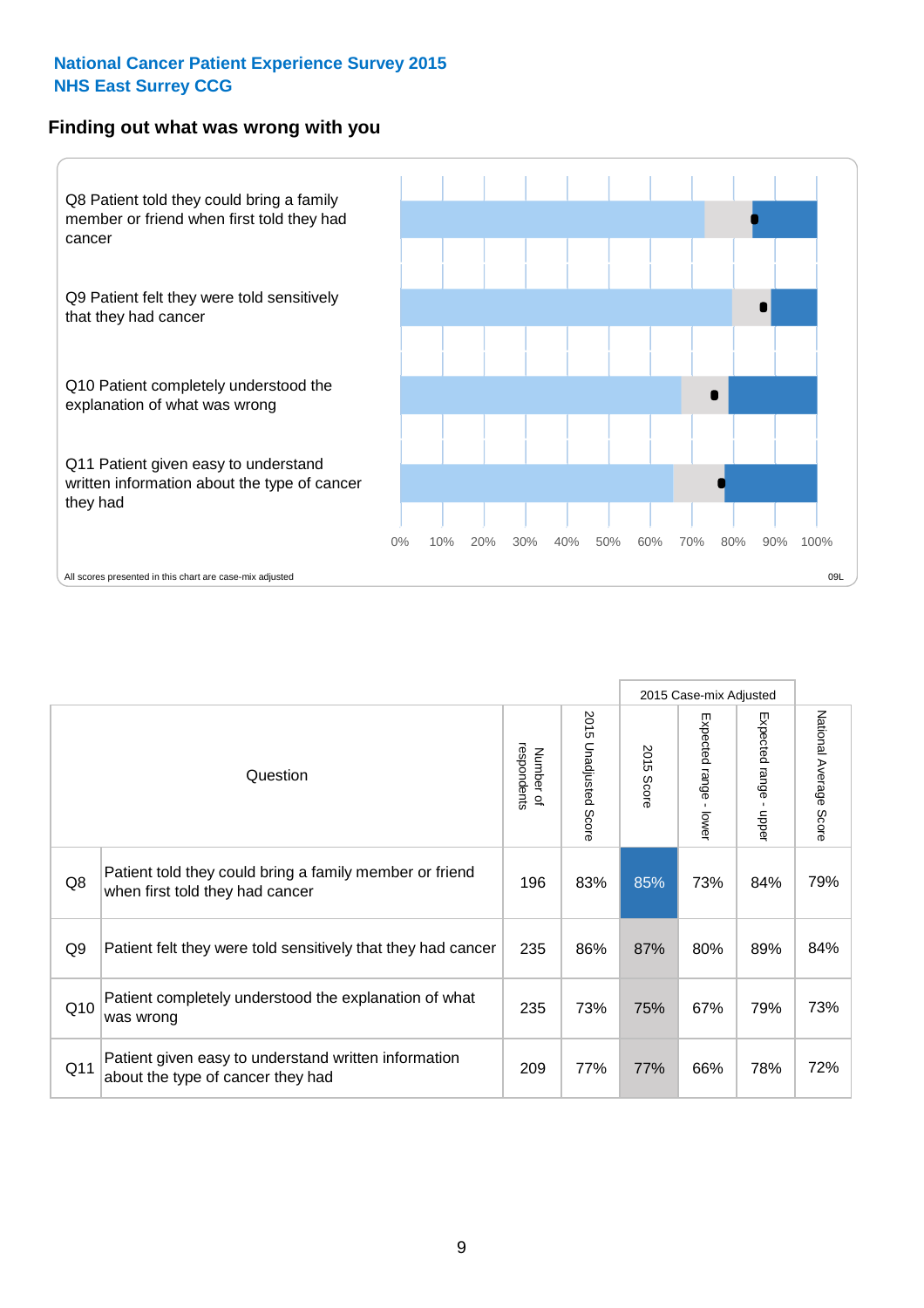National Cancer Patient Experience Survey 2015
NHS East Surrey CCG

## Finding out what was wrong with you

Q8 Patient told they could bring a family member or friend when first told they had cancer

Q9 Patient felt they were told sensitively that they had cancer

Q10 Patient completely understood the explanation of what was wrong

Q11 Patient given easy to understand written information about the type of cancer they had

0% 10% 20% 30% 40% 50% 60% 70% 80% 90% 100%

All scores presented in this chart are case-mix adjusted

09L

| | Question | Number of respondents | 2015 Unadjusted Score | 2015 Case-mix Adjusted | | | National Average Score |
|---|---|---|---|---|---|---|---|
| | | | | 2015 Score | Expected range - lower | Expected range - upper | |
| Q8 | Patient told they could bring a family member or friend when first told they had cancer | 196 | 83% | 85% | 73% | 84% | 79% |
| Q9 | Patient felt they were told sensitively that they had cancer | 235 | 86% | 87% | 80% | 89% | 84% |
| Q10 | Patient completely understood the explanation of what was wrong | 235 | 73% | 75% | 67% | 79% | 73% |
| Q11 | Patient given easy to understand written information about the type of cancer they had | 209 | 77% | 77% | 66% | 78% | 72% |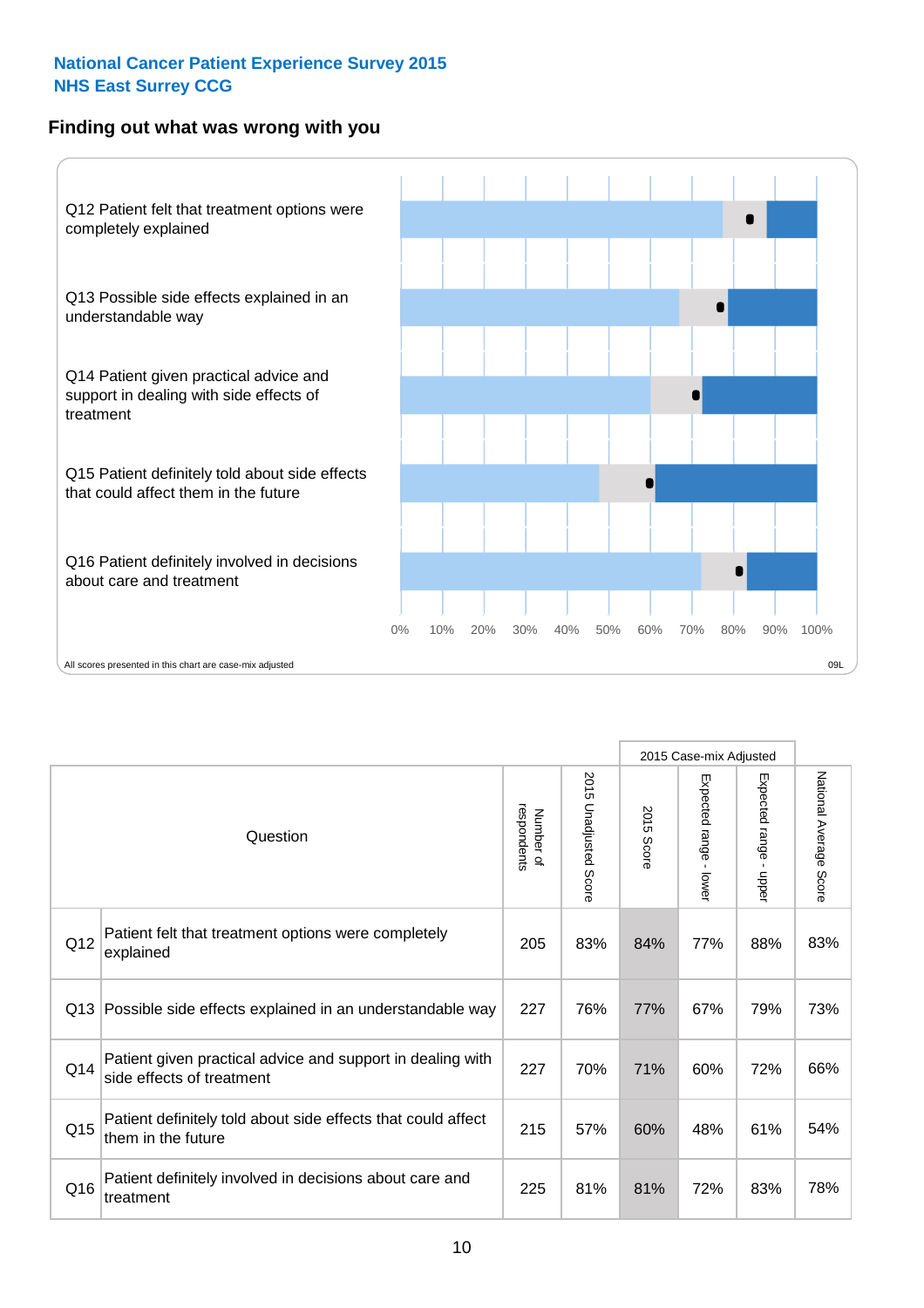**National Cancer Patient Experience Survey 2015**
**NHS East Surrey CCG**

## Finding out what was wrong with you

Q12 Patient felt that treatment options were completely explained

Q13 Possible side effects explained in an understandable way

Q14 Patient given practical advice and support in dealing with side effects of treatment

Q15 Patient definitely told about side effects that could affect them in the future

Q16 Patient definitely involved in decisions about care and treatment

0% 10% 20% 30% 40% 50% 60% 70% 80% 90% 100%

All scores presented in this chart are case-mix adjusted

09L

| | Question | Number of respondents | 2015 Unadjusted Score | 2015 Case-mix Adjusted: 2015 Score | 2015 Case-mix Adjusted: Expected range - lower | 2015 Case-mix Adjusted: Expected range - upper | National Average Score |
|---|---|---|---|---|---|---|---|
| Q12 | Patient felt that treatment options were completely explained | 205 | 83% | 84% | 77% | 88% | 83% |
| Q13 | Possible side effects explained in an understandable way | 227 | 76% | 77% | 67% | 79% | 73% |
| Q14 | Patient given practical advice and support in dealing with side effects of treatment | 227 | 70% | 71% | 60% | 72% | 66% |
| Q15 | Patient definitely told about side effects that could affect them in the future | 215 | 57% | 60% | 48% | 61% | 54% |
| Q16 | Patient definitely involved in decisions about care and treatment | 225 | 81% | 81% | 72% | 83% | 78% |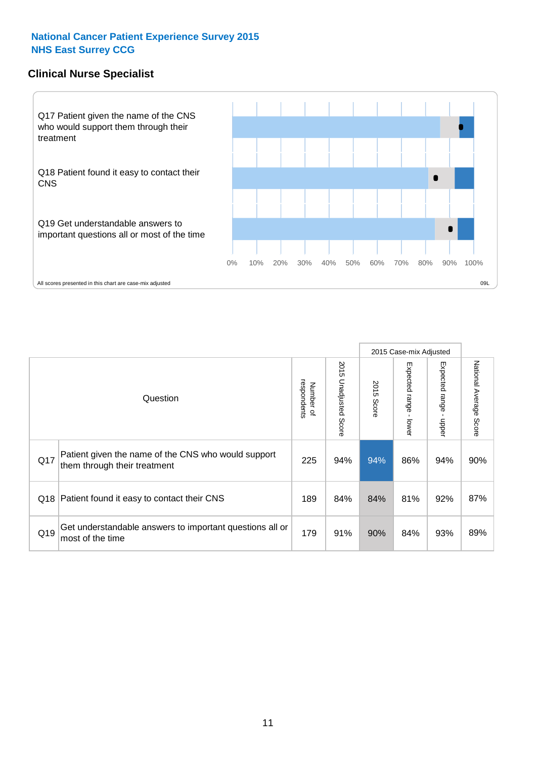**National Cancer Patient Experience Survey 2015**
**NHS East Surrey CCG**

## Clinical Nurse Specialist

Q17 Patient given the name of the CNS who would support them through their treatment

Q18 Patient found it easy to contact their CNS

Q19 Get understandable answers to important questions all or most of the time

0% 10% 20% 30% 40% 50% 60% 70% 80% 90% 100%

All scores presented in this chart are case-mix adjusted

09L

| | Question | Number of respondents | 2015 Unadjusted Score | 2015 Case-mix Adjusted | | | National Average Score |
|---|---|---|---|---|---|---|---|
| | | | | 2015 Score | Expected range - lower | Expected range - upper | |
| Q17 | Patient given the name of the CNS who would support them through their treatment | 225 | 94% | 94% | 86% | 94% | 90% |
| Q18 | Patient found it easy to contact their CNS | 189 | 84% | 84% | 81% | 92% | 87% |
| Q19 | Get understandable answers to important questions all or most of the time | 179 | 91% | 90% | 84% | 93% | 89% |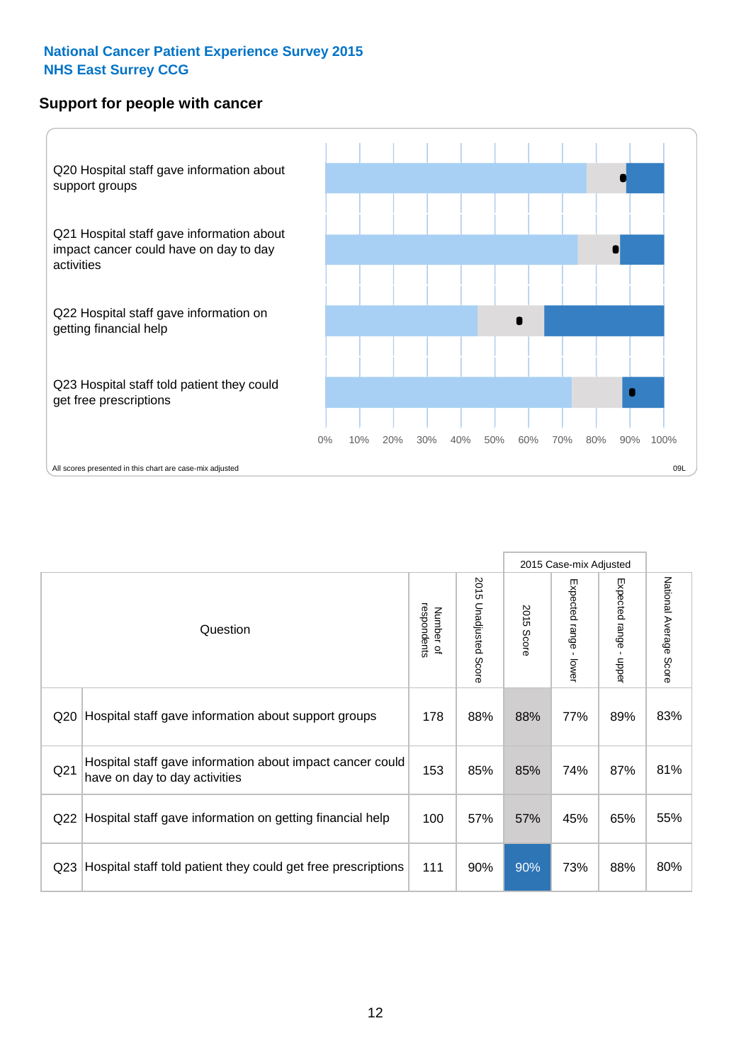National Cancer Patient Experience Survey 2015
NHS East Surrey CCG

## Support for people with cancer

Q20 Hospital staff gave information about support groups

Q21 Hospital staff gave information about impact cancer could have on day to day activities

Q22 Hospital staff gave information on getting financial help

Q23 Hospital staff told patient they could get free prescriptions

0% 10% 20% 30% 40% 50% 60% 70% 80% 90% 100%

All scores presented in this chart are case-mix adjusted

09L

| Question | | Number of respondents | 2015 Unadjusted Score | 2015 Case-mix Adjusted | | | National Average Score |
|---|---|---|---|---|---|---|---|
| | | | | 2015 Score | Expected range - lower | Expected range - upper | |
| Q20 | Hospital staff gave information about support groups | 178 | 88% | 88% | 77% | 89% | 83% |
| Q21 | Hospital staff gave information about impact cancer could have on day to day activities | 153 | 85% | 85% | 74% | 87% | 81% |
| Q22 | Hospital staff gave information on getting financial help | 100 | 57% | 57% | 45% | 65% | 55% |
| Q23 | Hospital staff told patient they could get free prescriptions | 111 | 90% | 90% | 73% | 88% | 80% |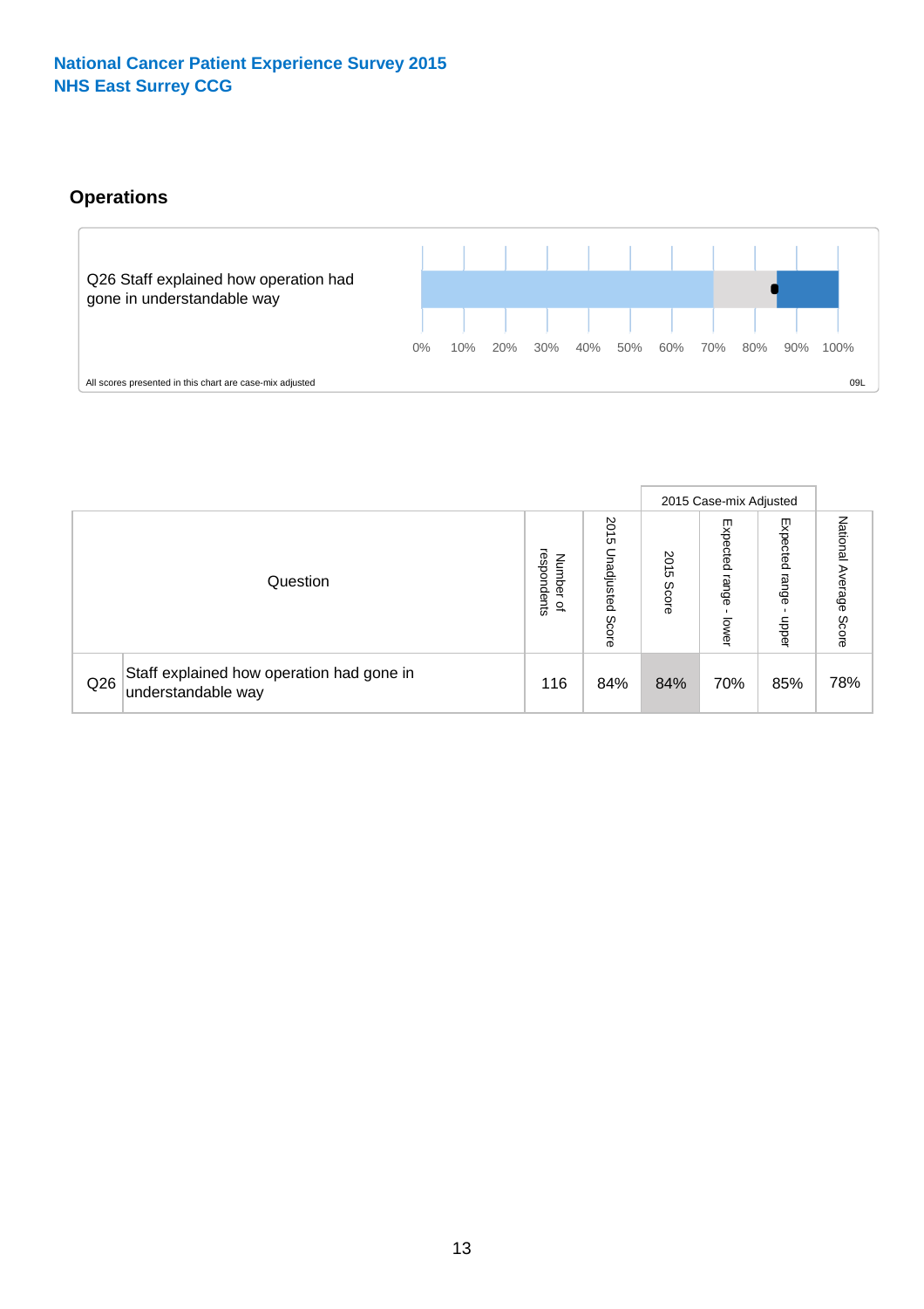National Cancer Patient Experience Survey 2015
NHS East Surrey CCG

## Operations

Q26 Staff explained how operation had gone in understandable way

0% 10% 20% 30% 40% 50% 60% 70% 80% 90% 100%

All scores presented in this chart are case-mix adjusted

09L

| | Question | Number of respondents | 2015 Unadjusted Score | 2015 Case-mix Adjusted | | | National Average Score |
|---|---|---|---|---|---|---|---|
| | | | | 2015 Score | Expected range - lower | Expected range - upper | |
| Q26 | Staff explained how operation had gone in understandable way | 116 | 84% | 84% | 70% | 85% | 78% |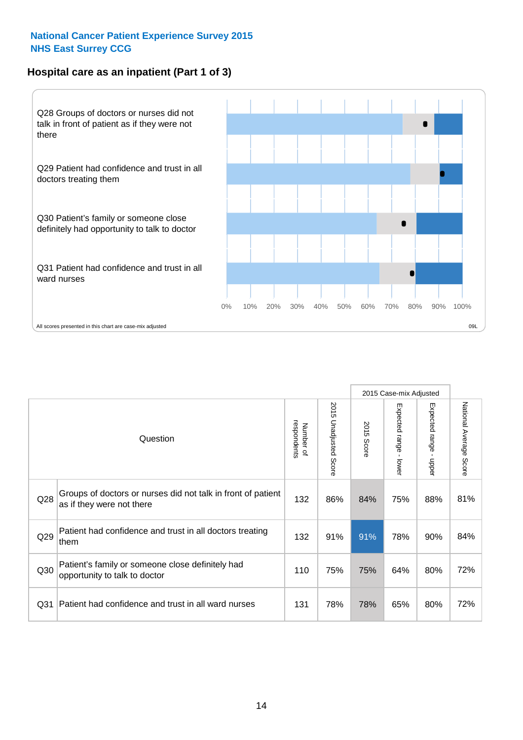National Cancer Patient Experience Survey 2015
NHS East Surrey CCG

## Hospital care as an inpatient (Part 1 of 3)

Q28 Groups of doctors or nurses did not talk in front of patient as if they were not there

Q29 Patient had confidence and trust in all doctors treating them

Q30 Patient's family or someone close definitely had opportunity to talk to doctor

Q31 Patient had confidence and trust in all ward nurses

0% 10% 20% 30% 40% 50% 60% 70% 80% 90% 100%

All scores presented in this chart are case-mix adjusted

09L

| | Question | Number of respondents | 2015 Unadjusted Score | 2015 Case-mix Adjusted: 2015 Score | 2015 Case-mix Adjusted: Expected range - lower | 2015 Case-mix Adjusted: Expected range - upper | National Average Score |
|---|---|---|---|---|---|---|---|
| Q28 | Groups of doctors or nurses did not talk in front of patient as if they were not there | 132 | 86% | 84% | 75% | 88% | 81% |
| Q29 | Patient had confidence and trust in all doctors treating them | 132 | 91% | 91% | 78% | 90% | 84% |
| Q30 | Patient's family or someone close definitely had opportunity to talk to doctor | 110 | 75% | 75% | 64% | 80% | 72% |
| Q31 | Patient had confidence and trust in all ward nurses | 131 | 78% | 78% | 65% | 80% | 72% |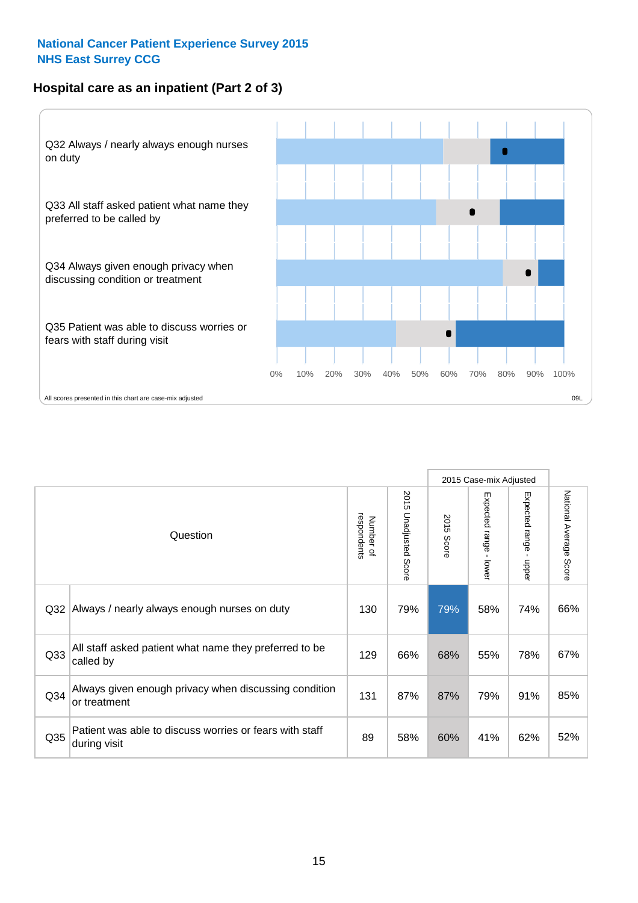**National Cancer Patient Experience Survey 2015**
**NHS East Surrey CCG**

## Hospital care as an inpatient (Part 2 of 3)

Q32 Always / nearly always enough nurses on duty

Q33 All staff asked patient what name they preferred to be called by

Q34 Always given enough privacy when discussing condition or treatment

Q35 Patient was able to discuss worries or fears with staff during visit

0% 10% 20% 30% 40% 50% 60% 70% 80% 90% 100%

All scores presented in this chart are case-mix adjusted

09L

| Question | | Number of respondents | 2015 Unadjusted Score | 2015 Case-mix Adjusted: 2015 Score | 2015 Case-mix Adjusted: Expected range - lower | 2015 Case-mix Adjusted: Expected range - upper | National Average Score |
|---|---|---|---|---|---|---|---|
| Q32 | Always / nearly always enough nurses on duty | 130 | 79% | 79% | 58% | 74% | 66% |
| Q33 | All staff asked patient what name they preferred to be called by | 129 | 66% | 68% | 55% | 78% | 67% |
| Q34 | Always given enough privacy when discussing condition or treatment | 131 | 87% | 87% | 79% | 91% | 85% |
| Q35 | Patient was able to discuss worries or fears with staff during visit | 89 | 58% | 60% | 41% | 62% | 52% |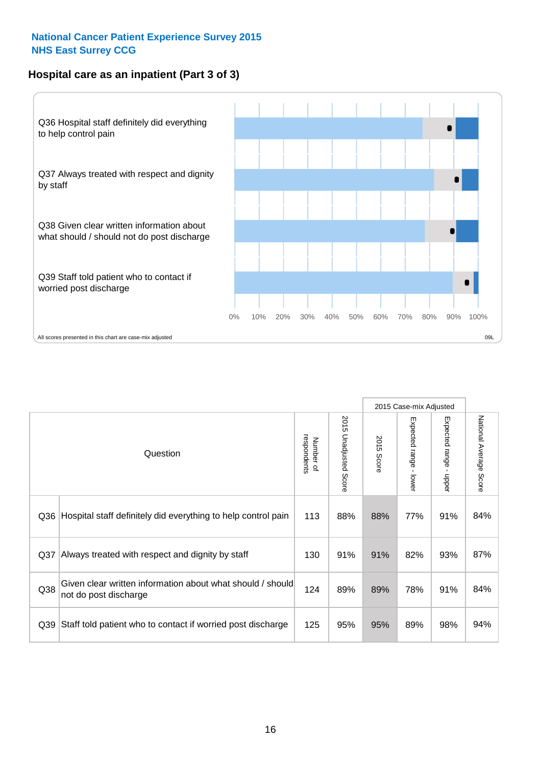National Cancer Patient Experience Survey 2015
NHS East Surrey CCG

## Hospital care as an inpatient (Part 3 of 3)

Q36 Hospital staff definitely did everything to help control pain

Q37 Always treated with respect and dignity by staff

Q38 Given clear written information about what should / should not do post discharge

Q39 Staff told patient who to contact if worried post discharge

0% 10% 20% 30% 40% 50% 60% 70% 80% 90% 100%

All scores presented in this chart are case-mix adjusted

09L

| Question | | Number of respondents | 2015 Unadjusted Score | 2015 Case-mix Adjusted: 2015 Score | 2015 Case-mix Adjusted: Expected range - lower | 2015 Case-mix Adjusted: Expected range - upper | National Average Score |
|---|---|---|---|---|---|---|---|
| Q36 | Hospital staff definitely did everything to help control pain | 113 | 88% | 88% | 77% | 91% | 84% |
| Q37 | Always treated with respect and dignity by staff | 130 | 91% | 91% | 82% | 93% | 87% |
| Q38 | Given clear written information about what should / should not do post discharge | 124 | 89% | 89% | 78% | 91% | 84% |
| Q39 | Staff told patient who to contact if worried post discharge | 125 | 95% | 95% | 89% | 98% | 94% |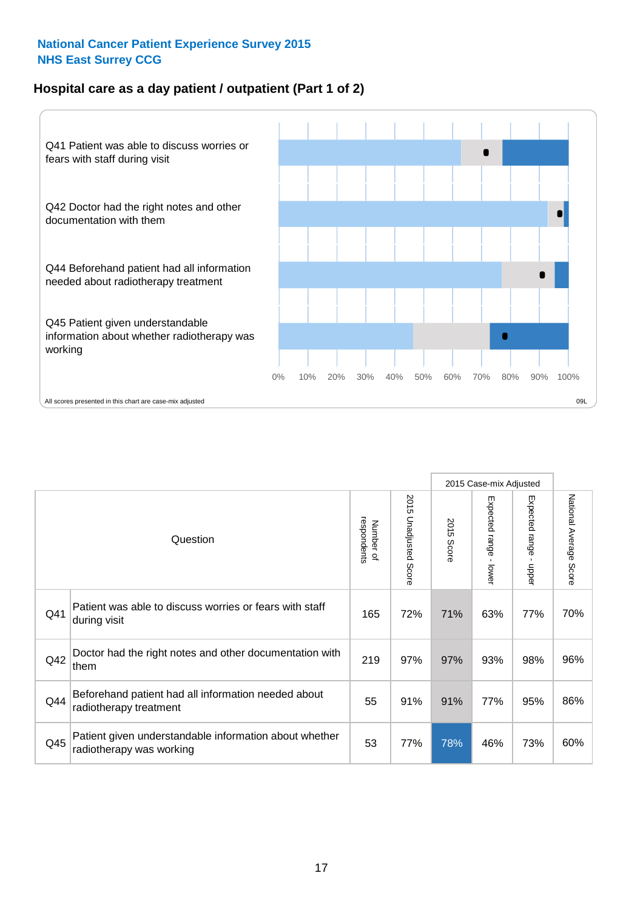National Cancer Patient Experience Survey 2015
NHS East Surrey CCG

## Hospital care as a day patient / outpatient (Part 1 of 2)

Q41 Patient was able to discuss worries or fears with staff during visit

Q42 Doctor had the right notes and other documentation with them

Q44 Beforehand patient had all information needed about radiotherapy treatment

Q45 Patient given understandable information about whether radiotherapy was working

0% 10% 20% 30% 40% 50% 60% 70% 80% 90% 100%

All scores presented in this chart are case-mix adjusted

09L

| Question | | Number of respondents | 2015 Unadjusted Score | 2015 Case-mix Adjusted | | | National Average Score |
|---|---|---|---|---|---|---|---|
| | | | | 2015 Score | Expected range - lower | Expected range - upper | |
| Q41 | Patient was able to discuss worries or fears with staff during visit | 165 | 72% | 71% | 63% | 77% | 70% |
| Q42 | Doctor had the right notes and other documentation with them | 219 | 97% | 97% | 93% | 98% | 96% |
| Q44 | Beforehand patient had all information needed about radiotherapy treatment | 55 | 91% | 91% | 77% | 95% | 86% |
| Q45 | Patient given understandable information about whether radiotherapy was working | 53 | 77% | 78% | 46% | 73% | 60% |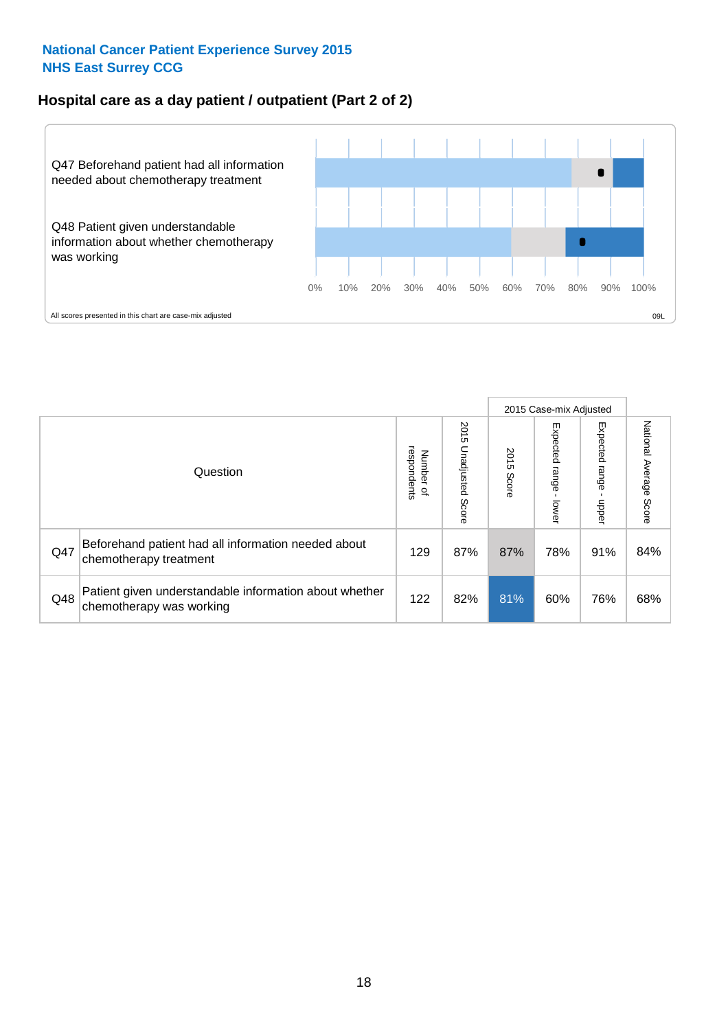National Cancer Patient Experience Survey 2015
NHS East Surrey CCG

## Hospital care as a day patient / outpatient (Part 2 of 2)

Q47 Beforehand patient had all information needed about chemotherapy treatment

Q48 Patient given understandable information about whether chemotherapy was working

0% 10% 20% 30% 40% 50% 60% 70% 80% 90% 100%

All scores presented in this chart are case-mix adjusted

09L

| Question | | Number of respondents | 2015 Unadjusted Score | 2015 Case-mix Adjusted 2015 Score | 2015 Case-mix Adjusted Expected range - lower | 2015 Case-mix Adjusted Expected range - upper | National Average Score |
|---|---|---|---|---|---|---|---|
| Q47 | Beforehand patient had all information needed about chemotherapy treatment | 129 | 87% | 87% | 78% | 91% | 84% |
| Q48 | Patient given understandable information about whether chemotherapy was working | 122 | 82% | 81% | 60% | 76% | 68% |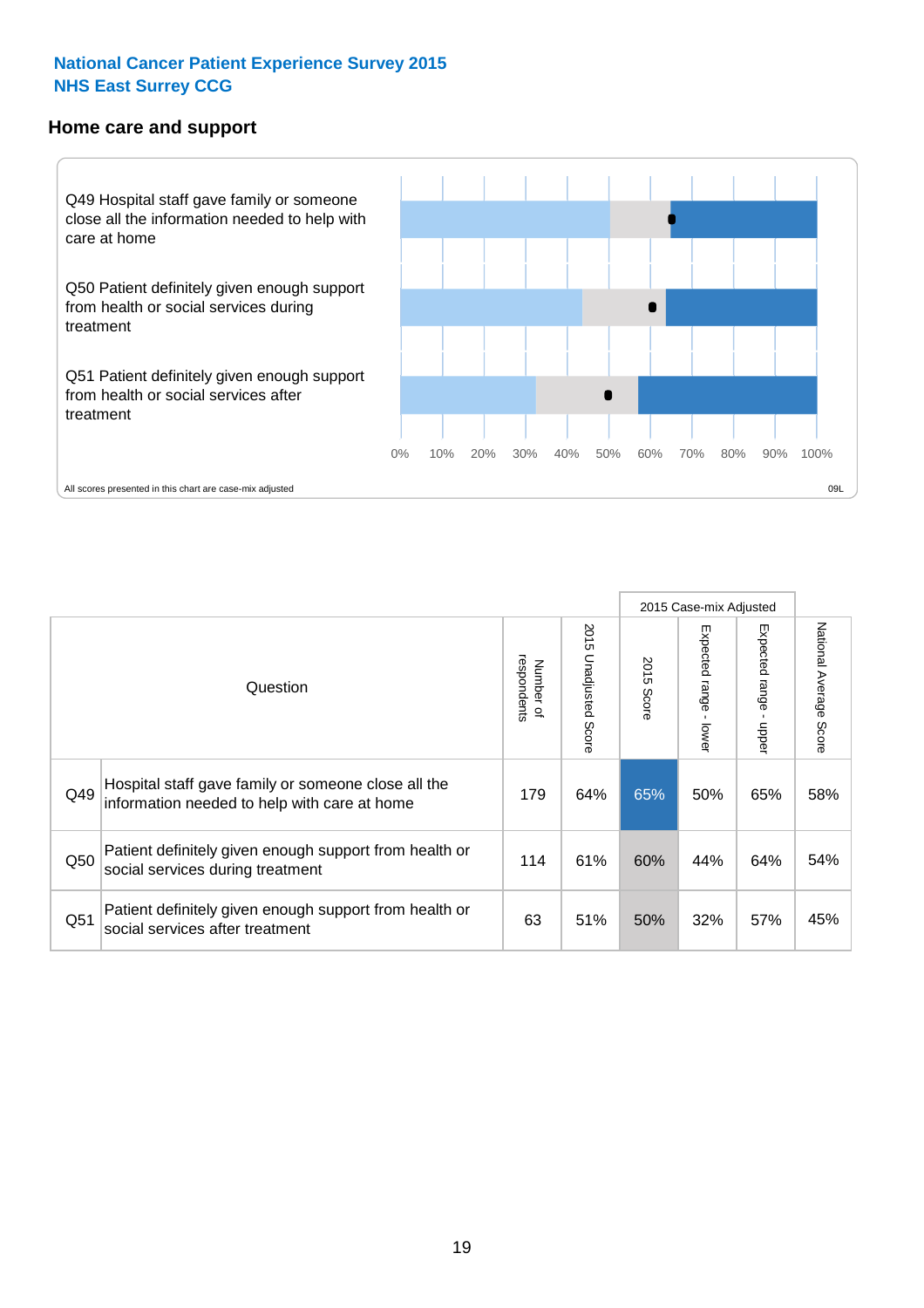**National Cancer Patient Experience Survey 2015**
**NHS East Surrey CCG**

### Home care and support

Q49 Hospital staff gave family or someone close all the information needed to help with care at home

Q50 Patient definitely given enough support from health or social services during treatment

Q51 Patient definitely given enough support from health or social services after treatment

0% 10% 20% 30% 40% 50% 60% 70% 80% 90% 100%

All scores presented in this chart are case-mix adjusted

09L

| | Question | Number of respondents | 2015 Unadjusted Score | 2015 Case-mix Adjusted | | | National Average Score |
|---|---|---|---|---|---|---|---|
| | | | | 2015 Score | Expected range - lower | Expected range - upper | |
| Q49 | Hospital staff gave family or someone close all the information needed to help with care at home | 179 | 64% | 65% | 50% | 65% | 58% |
| Q50 | Patient definitely given enough support from health or social services during treatment | 114 | 61% | 60% | 44% | 64% | 54% |
| Q51 | Patient definitely given enough support from health or social services after treatment | 63 | 51% | 50% | 32% | 57% | 45% |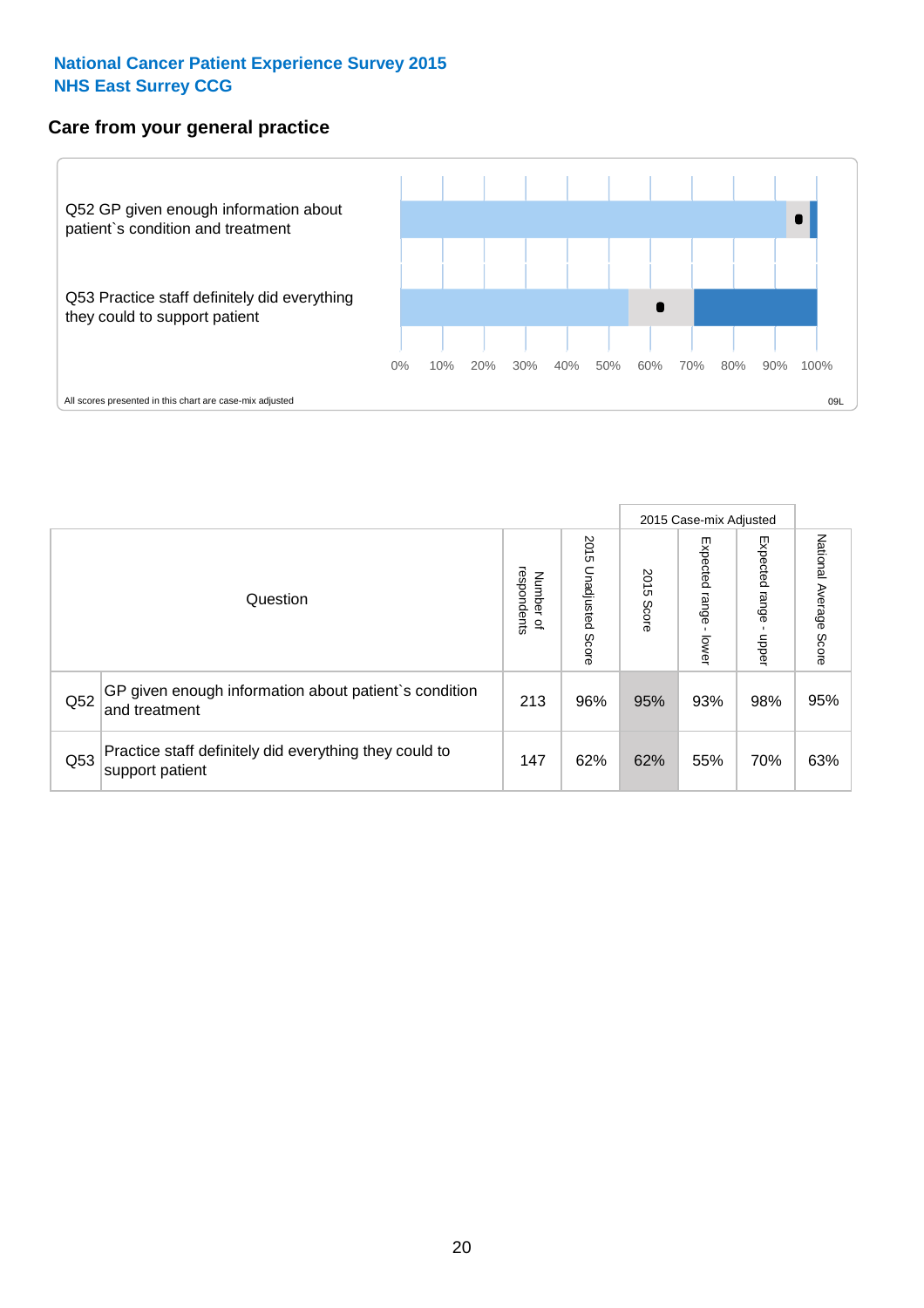National Cancer Patient Experience Survey 2015
NHS East Surrey CCG

## Care from your general practice

Q52 GP given enough information about patient`s condition and treatment

Q53 Practice staff definitely did everything they could to support patient

0% 10% 20% 30% 40% 50% 60% 70% 80% 90% 100%

All scores presented in this chart are case-mix adjusted

09L

| Question | | Number of respondents | 2015 Unadjusted Score | 2015 Case-mix Adjusted | | | National Average Score |
|---|---|---|---|---|---|---|---|
| | | | | 2015 Score | Expected range - lower | Expected range - upper | |
| Q52 | GP given enough information about patient`s condition and treatment | 213 | 96% | 95% | 93% | 98% | 95% |
| Q53 | Practice staff definitely did everything they could to support patient | 147 | 62% | 62% | 55% | 70% | 63% |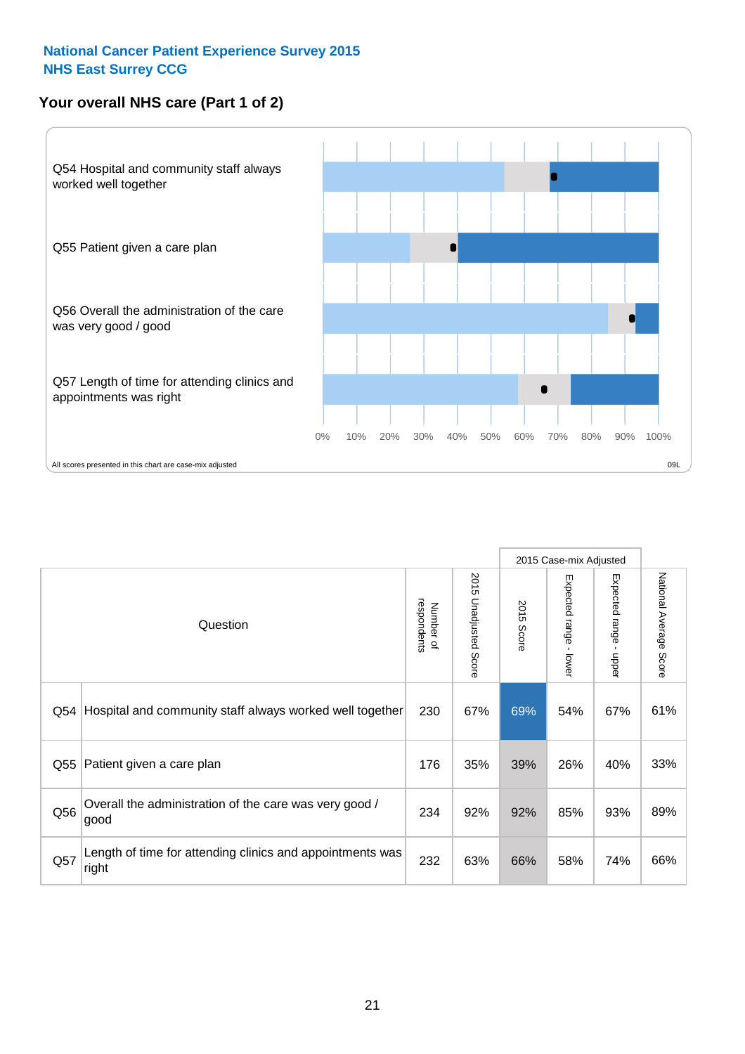National Cancer Patient Experience Survey 2015
NHS East Surrey CCG

## Your overall NHS care (Part 1 of 2)

Q54 Hospital and community staff always worked well together

Q55 Patient given a care plan

Q56 Overall the administration of the care was very good / good

Q57 Length of time for attending clinics and appointments was right

0% 10% 20% 30% 40% 50% 60% 70% 80% 90% 100%

All scores presented in this chart are case-mix adjusted

09L

| Question | | Number of respondents | 2015 Unadjusted Score | 2015 Case-mix Adjusted | | | National Average Score |
|---|---|---|---|---|---|---|---|
| | | | | 2015 Score | Expected range - lower | Expected range - upper | |
| Q54 | Hospital and community staff always worked well together | 230 | 67% | 69% | 54% | 67% | 61% |
| Q55 | Patient given a care plan | 176 | 35% | 39% | 26% | 40% | 33% |
| Q56 | Overall the administration of the care was very good / good | 234 | 92% | 92% | 85% | 93% | 89% |
| Q57 | Length of time for attending clinics and appointments was right | 232 | 63% | 66% | 58% | 74% | 66% |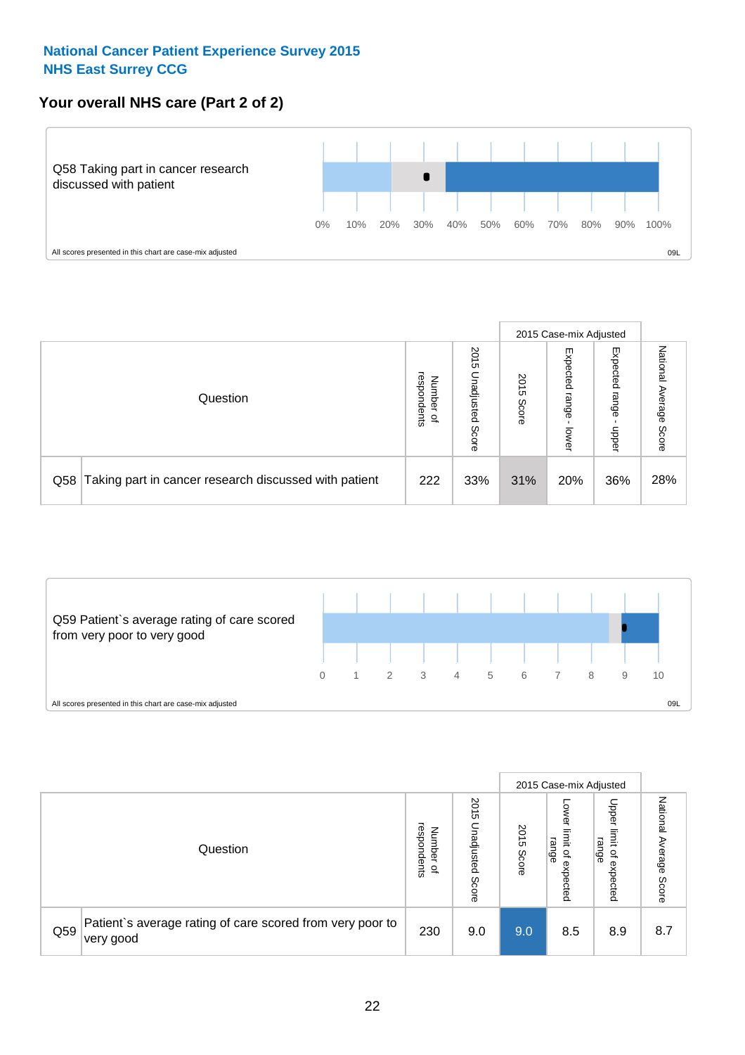**National Cancer Patient Experience Survey 2015**
**NHS East Surrey CCG**

## Your overall NHS care (Part 2 of 2)

Q58 Taking part in cancer research discussed with patient

0% 10% 20% 30% 40% 50% 60% 70% 80% 90% 100%

All scores presented in this chart are case-mix adjusted

09L

| Question | | Number of respondents | 2015 Unadjusted Score | 2015 Case-mix Adjusted | | | National Average Score |
|---|---|---|---|---|---|---|---|
| | | | | 2015 Score | Expected range - lower | Expected range - upper | |
| Q58 | Taking part in cancer research discussed with patient | 222 | 33% | 31% | 20% | 36% | 28% |

Q59 Patient`s average rating of care scored from very poor to very good

0 1 2 3 4 5 6 7 8 9 10

All scores presented in this chart are case-mix adjusted

09L

| Question | | Number of respondents | 2015 Unadjusted Score | 2015 Case-mix Adjusted | | | National Average Score |
|---|---|---|---|---|---|---|---|
| | | | | 2015 Score | Lower limit of expected range | Upper limit of expected range | |
| Q59 | Patient`s average rating of care scored from very poor to very good | 230 | 9.0 | 9.0 | 8.5 | 8.9 | 8.7 |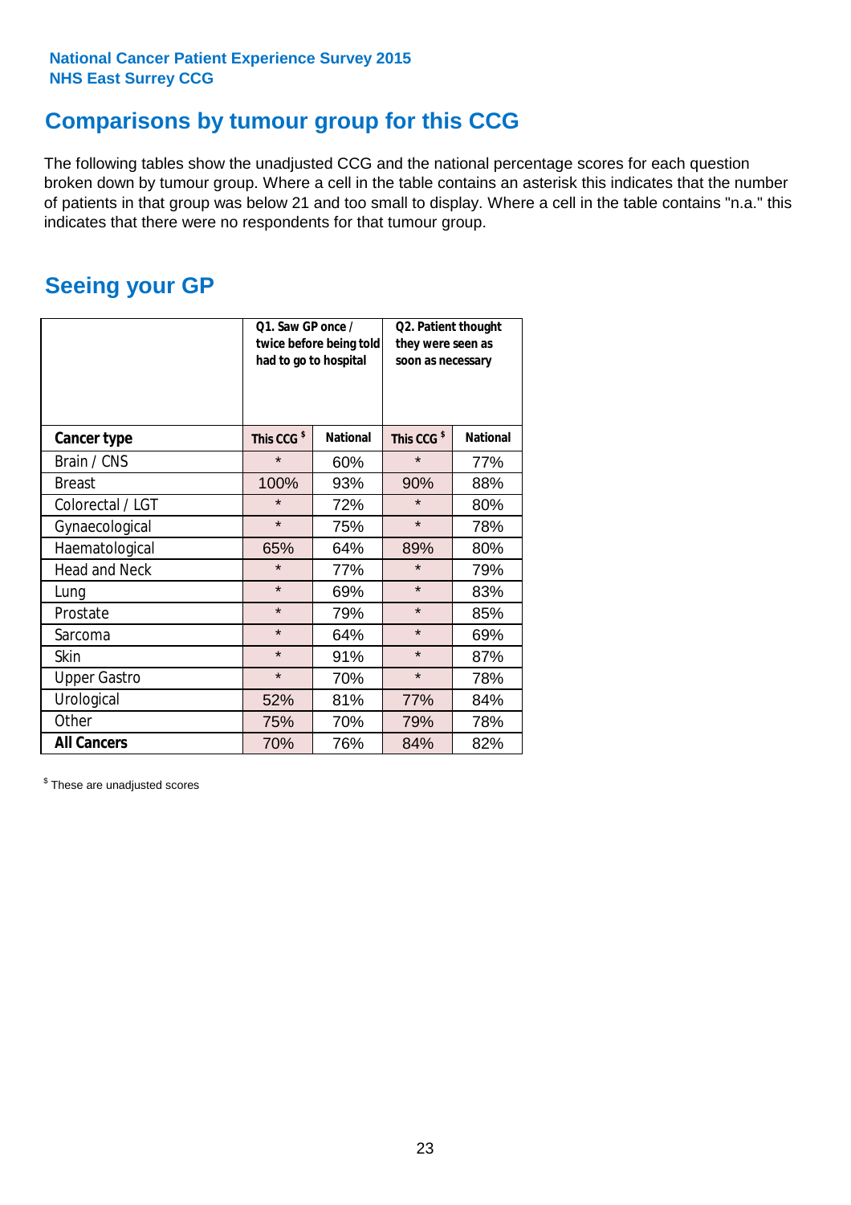National Cancer Patient Experience Survey 2015
NHS East Surrey CCG

## Comparisons by tumour group for this CCG

The following tables show the unadjusted CCG and the national percentage scores for each question broken down by tumour group. Where a cell in the table contains an asterisk this indicates that the number of patients in that group was below 21 and too small to display. Where a cell in the table contains "n.a." this indicates that there were no respondents for that tumour group.

## Seeing your GP

| | Q1. Saw GP once / twice before being told had to go to hospital | | Q2. Patient thought they were seen as soon as necessary | |
|---|---|---|---|---|
| **Cancer type** | This CCG $ | National | This CCG $ | National |
| Brain / CNS | * | 60% | * | 77% |
| Breast | 100% | 93% | 90% | 88% |
| Colorectal / LGT | * | 72% | * | 80% |
| Gynaecological | * | 75% | * | 78% |
| Haematological | 65% | 64% | 89% | 80% |
| Head and Neck | * | 77% | * | 79% |
| Lung | * | 69% | * | 83% |
| Prostate | * | 79% | * | 85% |
| Sarcoma | * | 64% | * | 69% |
| Skin | * | 91% | * | 87% |
| Upper Gastro | * | 70% | * | 78% |
| Urological | 52% | 81% | 77% | 84% |
| Other | 75% | 70% | 79% | 78% |
| **All Cancers** | 70% | 76% | 84% | 82% |

$ These are unadjusted scores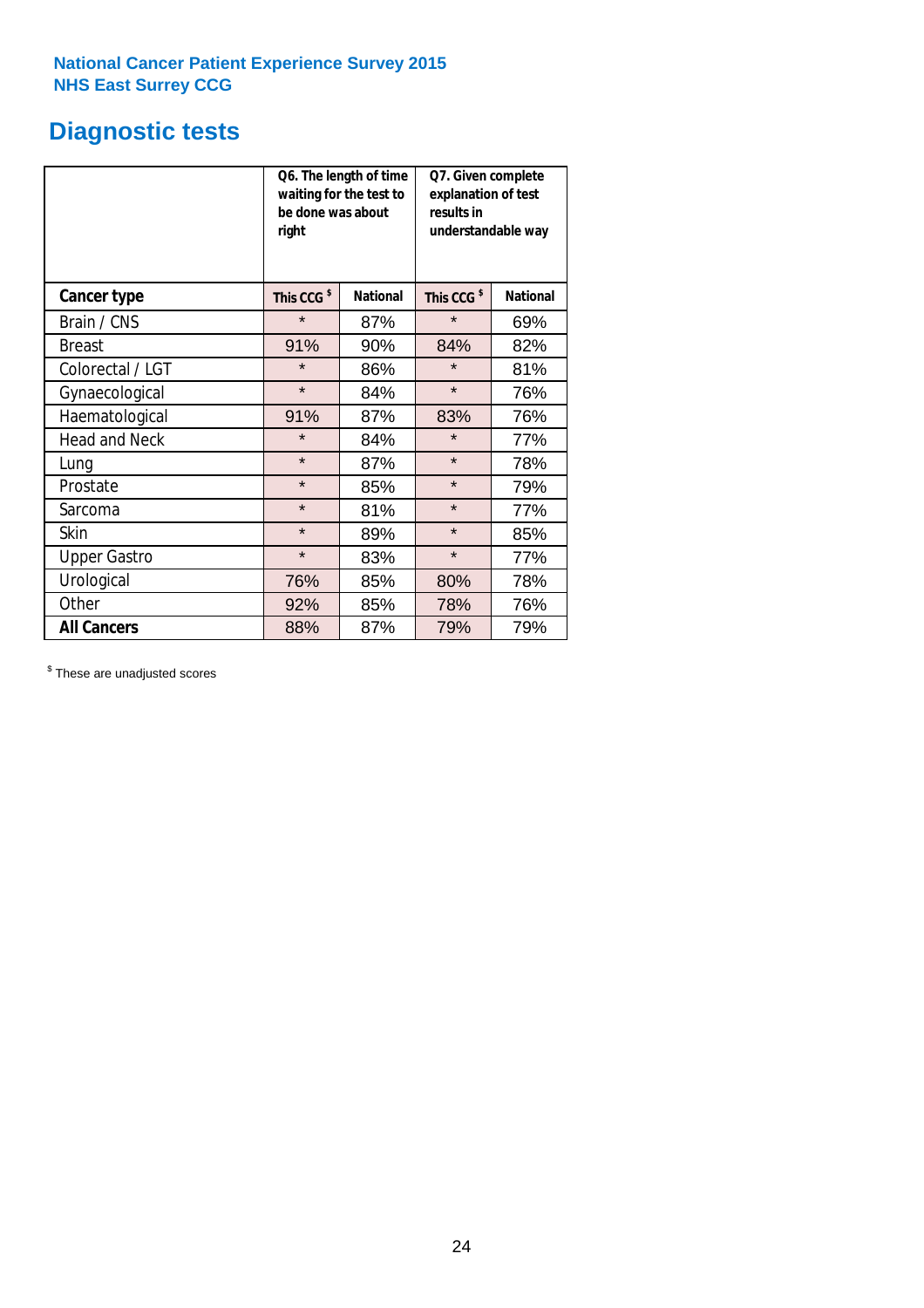National Cancer Patient Experience Survey 2015
NHS East Surrey CCG

# Diagnostic tests

| | Q6. The length of time waiting for the test to be done was about right | | Q7. Given complete explanation of test results in understandable way | |
|---|---|---|---|---|
| **Cancer type** | **This CCG $** | **National** | **This CCG $** | **National** |
| Brain / CNS | * | 87% | * | 69% |
| Breast | 91% | 90% | 84% | 82% |
| Colorectal / LGT | * | 86% | * | 81% |
| Gynaecological | * | 84% | * | 76% |
| Haematological | 91% | 87% | 83% | 76% |
| Head and Neck | * | 84% | * | 77% |
| Lung | * | 87% | * | 78% |
| Prostate | * | 85% | * | 79% |
| Sarcoma | * | 81% | * | 77% |
| Skin | * | 89% | * | 85% |
| Upper Gastro | * | 83% | * | 77% |
| Urological | 76% | 85% | 80% | 78% |
| Other | 92% | 85% | 78% | 76% |
| **All Cancers** | 88% | 87% | 79% | 79% |

$ These are unadjusted scores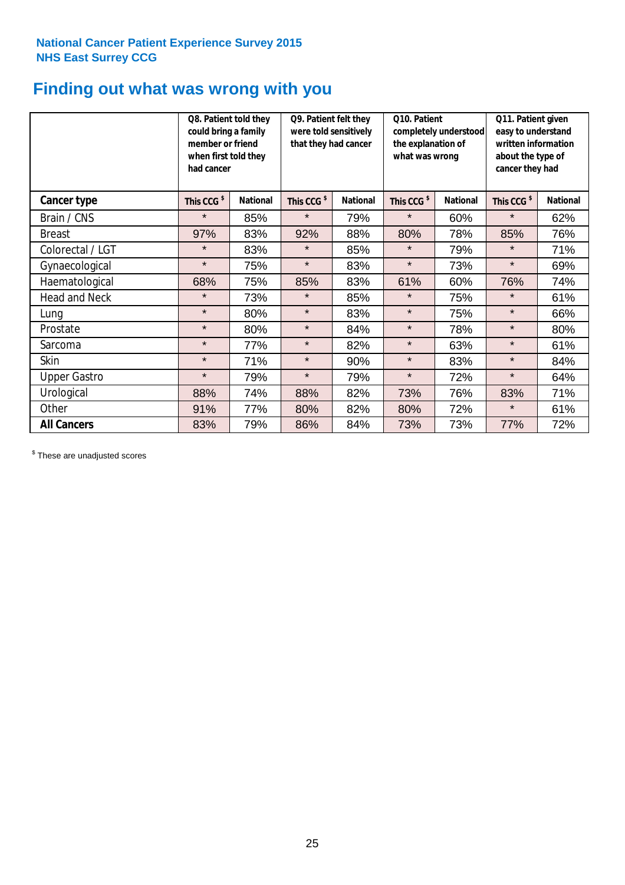**National Cancer Patient Experience Survey 2015**
**NHS East Surrey CCG**

# Finding out what was wrong with you

| | Q8. Patient told they could bring a family member or friend when first told they had cancer | | Q9. Patient felt they were told sensitively that they had cancer | | Q10. Patient completely understood the explanation of what was wrong | | Q11. Patient given easy to understand written information about the type of cancer they had | |
|---|---|---|---|---|---|---|---|---|
| **Cancer type** | This CCG $ | National | This CCG $ | National | This CCG $ | National | This CCG $ | National |
| Brain / CNS | * | 85% | * | 79% | * | 60% | * | 62% |
| Breast | 97% | 83% | 92% | 88% | 80% | 78% | 85% | 76% |
| Colorectal / LGT | * | 83% | * | 85% | * | 79% | * | 71% |
| Gynaecological | * | 75% | * | 83% | * | 73% | * | 69% |
| Haematological | 68% | 75% | 85% | 83% | 61% | 60% | 76% | 74% |
| Head and Neck | * | 73% | * | 85% | * | 75% | * | 61% |
| Lung | * | 80% | * | 83% | * | 75% | * | 66% |
| Prostate | * | 80% | * | 84% | * | 78% | * | 80% |
| Sarcoma | * | 77% | * | 82% | * | 63% | * | 61% |
| Skin | * | 71% | * | 90% | * | 83% | * | 84% |
| Upper Gastro | * | 79% | * | 79% | * | 72% | * | 64% |
| Urological | 88% | 74% | 88% | 82% | 73% | 76% | 83% | 71% |
| Other | 91% | 77% | 80% | 82% | 80% | 72% | * | 61% |
| **All Cancers** | 83% | 79% | 86% | 84% | 73% | 73% | 77% | 72% |

$ These are unadjusted scores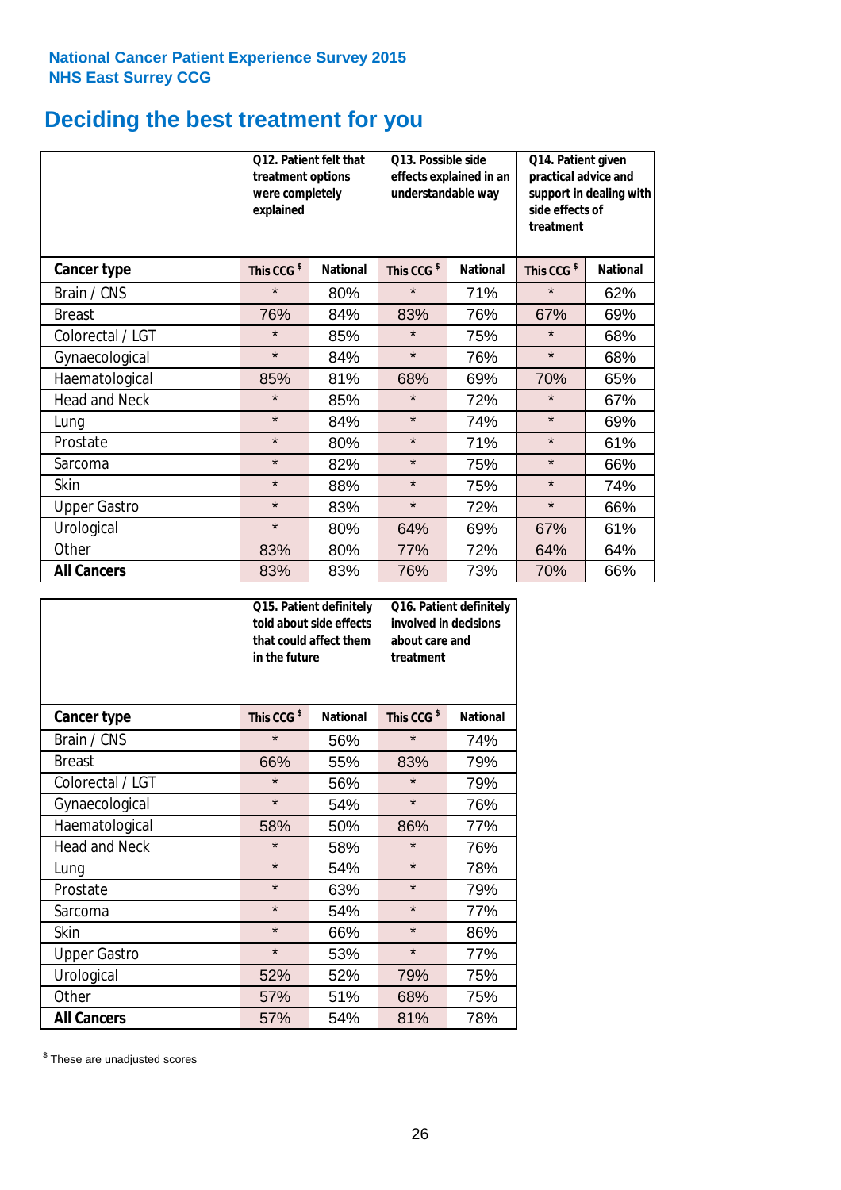National Cancer Patient Experience Survey 2015
NHS East Surrey CCG

# Deciding the best treatment for you

| | Q12. Patient felt that treatment options were completely explained | | Q13. Possible side effects explained in an understandable way | | Q14. Patient given practical advice and support in dealing with side effects of treatment | |
|---|---|---|---|---|---|---|
| **Cancer type** | **This CCG $** | **National** | **This CCG $** | **National** | **This CCG $** | **National** |
| Brain / CNS | * | 80% | * | 71% | * | 62% |
| Breast | 76% | 84% | 83% | 76% | 67% | 69% |
| Colorectal / LGT | * | 85% | * | 75% | * | 68% |
| Gynaecological | * | 84% | * | 76% | * | 68% |
| Haematological | 85% | 81% | 68% | 69% | 70% | 65% |
| Head and Neck | * | 85% | * | 72% | * | 67% |
| Lung | * | 84% | * | 74% | * | 69% |
| Prostate | * | 80% | * | 71% | * | 61% |
| Sarcoma | * | 82% | * | 75% | * | 66% |
| Skin | * | 88% | * | 75% | * | 74% |
| Upper Gastro | * | 83% | * | 72% | * | 66% |
| Urological | * | 80% | 64% | 69% | 67% | 61% |
| Other | 83% | 80% | 77% | 72% | 64% | 64% |
| **All Cancers** | 83% | 83% | 76% | 73% | 70% | 66% |

| | Q15. Patient definitely told about side effects that could affect them in the future | | Q16. Patient definitely involved in decisions about care and treatment | |
|---|---|---|---|---|
| **Cancer type** | **This CCG $** | **National** | **This CCG $** | **National** |
| Brain / CNS | * | 56% | * | 74% |
| Breast | 66% | 55% | 83% | 79% |
| Colorectal / LGT | * | 56% | * | 79% |
| Gynaecological | * | 54% | * | 76% |
| Haematological | 58% | 50% | 86% | 77% |
| Head and Neck | * | 58% | * | 76% |
| Lung | * | 54% | * | 78% |
| Prostate | * | 63% | * | 79% |
| Sarcoma | * | 54% | * | 77% |
| Skin | * | 66% | * | 86% |
| Upper Gastro | * | 53% | * | 77% |
| Urological | 52% | 52% | 79% | 75% |
| Other | 57% | 51% | 68% | 75% |
| **All Cancers** | 57% | 54% | 81% | 78% |

$ These are unadjusted scores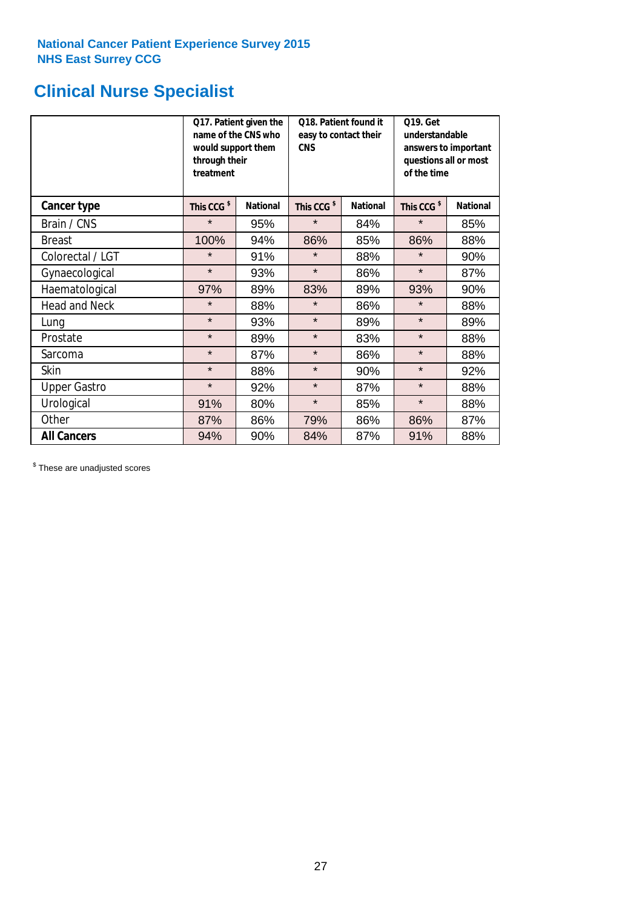**National Cancer Patient Experience Survey 2015**
**NHS East Surrey CCG**

## Clinical Nurse Specialist

| | Q17. Patient given the name of the CNS who would support them through their treatment | | Q18. Patient found it easy to contact their CNS | | Q19. Get understandable answers to important questions all or most of the time | |
|---|---|---|---|---|---|---|
| **Cancer type** | **This CCG $** | **National** | **This CCG $** | **National** | **This CCG $** | **National** |
| Brain / CNS | * | 95% | * | 84% | * | 85% |
| Breast | 100% | 94% | 86% | 85% | 86% | 88% |
| Colorectal / LGT | * | 91% | * | 88% | * | 90% |
| Gynaecological | * | 93% | * | 86% | * | 87% |
| Haematological | 97% | 89% | 83% | 89% | 93% | 90% |
| Head and Neck | * | 88% | * | 86% | * | 88% |
| Lung | * | 93% | * | 89% | * | 89% |
| Prostate | * | 89% | * | 83% | * | 88% |
| Sarcoma | * | 87% | * | 86% | * | 88% |
| Skin | * | 88% | * | 90% | * | 92% |
| Upper Gastro | * | 92% | * | 87% | * | 88% |
| Urological | 91% | 80% | * | 85% | * | 88% |
| Other | 87% | 86% | 79% | 86% | 86% | 87% |
| **All Cancers** | 94% | 90% | 84% | 87% | 91% | 88% |

$ These are unadjusted scores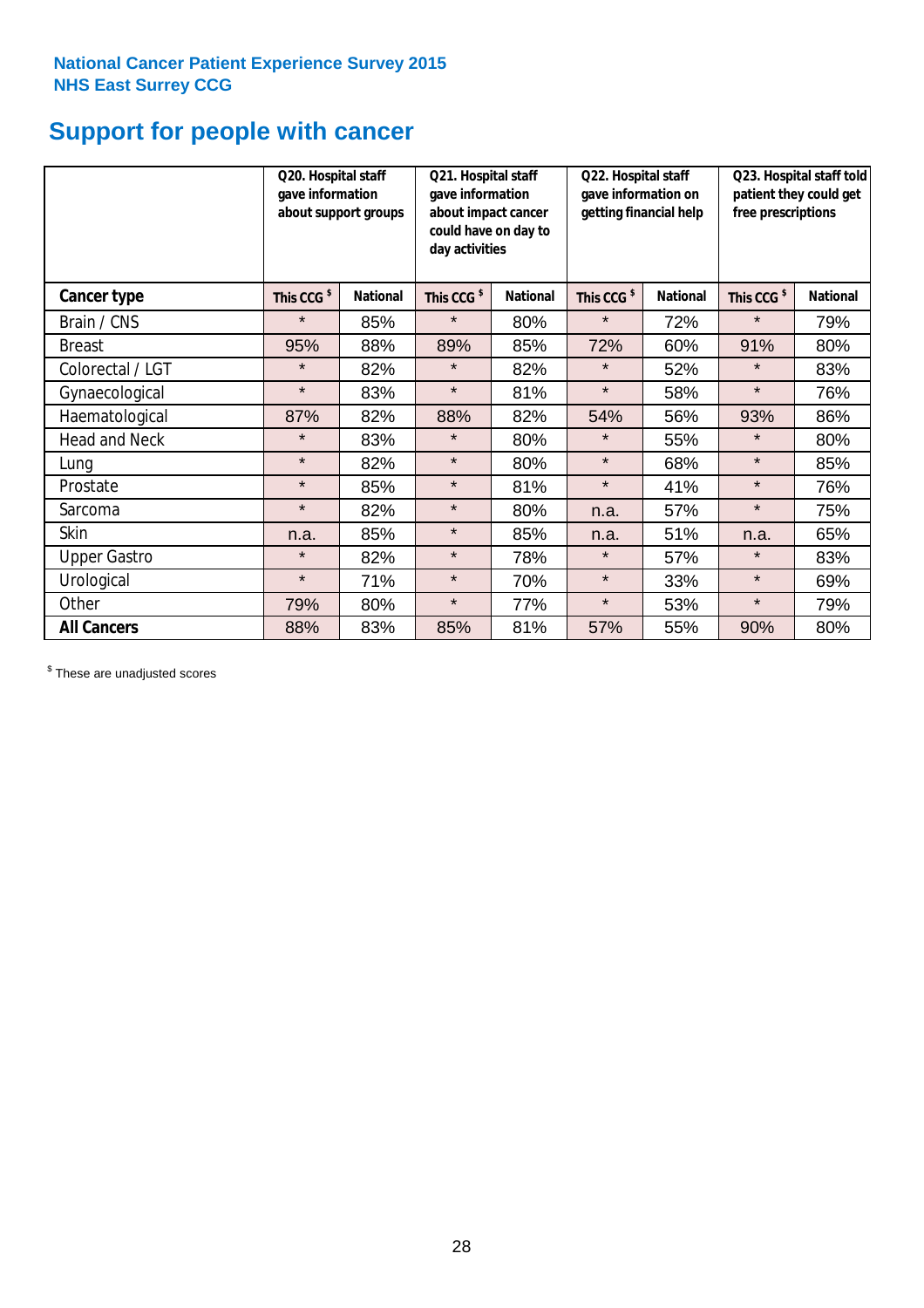National Cancer Patient Experience Survey 2015
NHS East Surrey CCG

# Support for people with cancer

| | Q20. Hospital staff gave information about support groups | | Q21. Hospital staff gave information about impact cancer could have on day to day activities | | Q22. Hospital staff gave information on getting financial help | | Q23. Hospital staff told patient they could get free prescriptions | |
|---|---|---|---|---|---|---|---|---|
| **Cancer type** | **This CCG $** | **National** | **This CCG $** | **National** | **This CCG $** | **National** | **This CCG $** | **National** |
| Brain / CNS | * | 85% | * | 80% | * | 72% | * | 79% |
| Breast | 95% | 88% | 89% | 85% | 72% | 60% | 91% | 80% |
| Colorectal / LGT | * | 82% | * | 82% | * | 52% | * | 83% |
| Gynaecological | * | 83% | * | 81% | * | 58% | * | 76% |
| Haematological | 87% | 82% | 88% | 82% | 54% | 56% | 93% | 86% |
| Head and Neck | * | 83% | * | 80% | * | 55% | * | 80% |
| Lung | * | 82% | * | 80% | * | 68% | * | 85% |
| Prostate | * | 85% | * | 81% | * | 41% | * | 76% |
| Sarcoma | * | 82% | * | 80% | n.a. | 57% | * | 75% |
| Skin | n.a. | 85% | * | 85% | n.a. | 51% | n.a. | 65% |
| Upper Gastro | * | 82% | * | 78% | * | 57% | * | 83% |
| Urological | * | 71% | * | 70% | * | 33% | * | 69% |
| Other | 79% | 80% | * | 77% | * | 53% | * | 79% |
| **All Cancers** | 88% | 83% | 85% | 81% | 57% | 55% | 90% | 80% |

$ These are unadjusted scores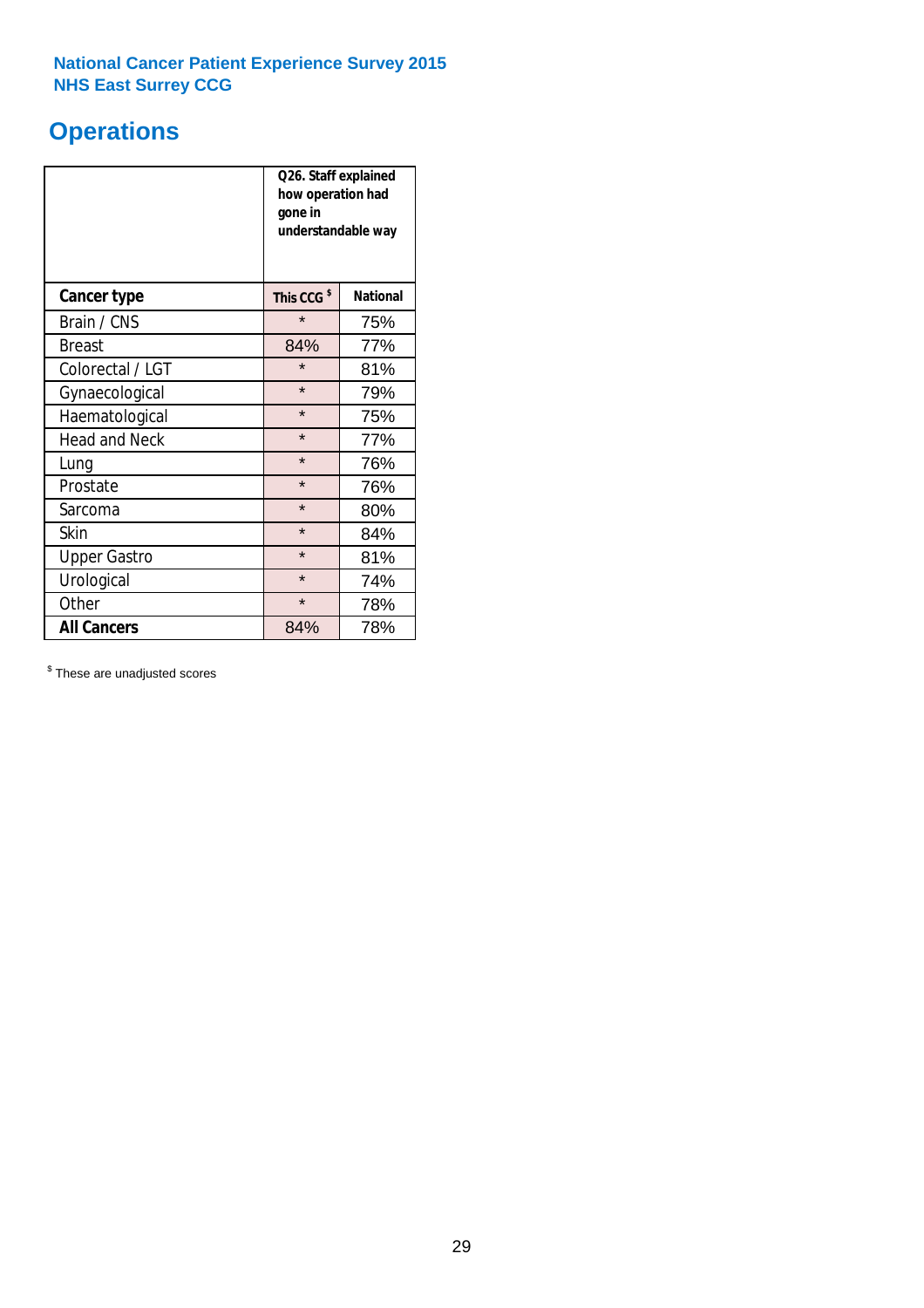National Cancer Patient Experience Survey 2015
NHS East Surrey CCG

## Operations

| | Q26. Staff explained how operation had gone in understandable way | |
|---|---|---|
| **Cancer type** | **This CCG $** | **National** |
| Brain / CNS | * | 75% |
| Breast | 84% | 77% |
| Colorectal / LGT | * | 81% |
| Gynaecological | * | 79% |
| Haematological | * | 75% |
| Head and Neck | * | 77% |
| Lung | * | 76% |
| Prostate | * | 76% |
| Sarcoma | * | 80% |
| Skin | * | 84% |
| Upper Gastro | * | 81% |
| Urological | * | 74% |
| Other | * | 78% |
| **All Cancers** | 84% | 78% |

$ These are unadjusted scores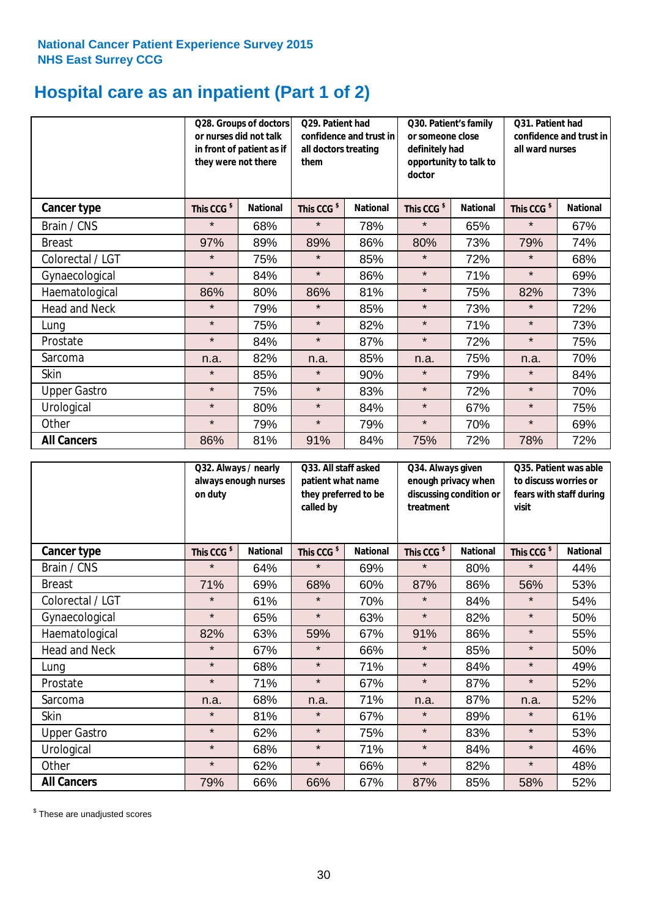National Cancer Patient Experience Survey 2015
NHS East Surrey CCG

# Hospital care as an inpatient (Part 1 of 2)

| | Q28. Groups of doctors or nurses did not talk in front of patient as if they were not there | | Q29. Patient had confidence and trust in all doctors treating them | | Q30. Patient's family or someone close definitely had opportunity to talk to doctor | | Q31. Patient had confidence and trust in all ward nurses | |
|---|---|---|---|---|---|---|---|---|
| **Cancer type** | This CCG $ | National | This CCG $ | National | This CCG $ | National | This CCG $ | National |
| Brain / CNS | * | 68% | * | 78% | * | 65% | * | 67% |
| Breast | 97% | 89% | 89% | 86% | 80% | 73% | 79% | 74% |
| Colorectal / LGT | * | 75% | * | 85% | * | 72% | * | 68% |
| Gynaecological | * | 84% | * | 86% | * | 71% | * | 69% |
| Haematological | 86% | 80% | 86% | 81% | * | 75% | 82% | 73% |
| Head and Neck | * | 79% | * | 85% | * | 73% | * | 72% |
| Lung | * | 75% | * | 82% | * | 71% | * | 73% |
| Prostate | * | 84% | * | 87% | * | 72% | * | 75% |
| Sarcoma | n.a. | 82% | n.a. | 85% | n.a. | 75% | n.a. | 70% |
| Skin | * | 85% | * | 90% | * | 79% | * | 84% |
| Upper Gastro | * | 75% | * | 83% | * | 72% | * | 70% |
| Urological | * | 80% | * | 84% | * | 67% | * | 75% |
| Other | * | 79% | * | 79% | * | 70% | * | 69% |
| **All Cancers** | 86% | 81% | 91% | 84% | 75% | 72% | 78% | 72% |

| | Q32. Always / nearly always enough nurses on duty | | Q33. All staff asked patient what name they preferred to be called by | | Q34. Always given enough privacy when discussing condition or treatment | | Q35. Patient was able to discuss worries or fears with staff during visit | |
|---|---|---|---|---|---|---|---|---|
| **Cancer type** | This CCG $ | National | This CCG $ | National | This CCG $ | National | This CCG $ | National |
| Brain / CNS | * | 64% | * | 69% | * | 80% | * | 44% |
| Breast | 71% | 69% | 68% | 60% | 87% | 86% | 56% | 53% |
| Colorectal / LGT | * | 61% | * | 70% | * | 84% | * | 54% |
| Gynaecological | * | 65% | * | 63% | * | 82% | * | 50% |
| Haematological | 82% | 63% | 59% | 67% | 91% | 86% | * | 55% |
| Head and Neck | * | 67% | * | 66% | * | 85% | * | 50% |
| Lung | * | 68% | * | 71% | * | 84% | * | 49% |
| Prostate | * | 71% | * | 67% | * | 87% | * | 52% |
| Sarcoma | n.a. | 68% | n.a. | 71% | n.a. | 87% | n.a. | 52% |
| Skin | * | 81% | * | 67% | * | 89% | * | 61% |
| Upper Gastro | * | 62% | * | 75% | * | 83% | * | 53% |
| Urological | * | 68% | * | 71% | * | 84% | * | 46% |
| Other | * | 62% | * | 66% | * | 82% | * | 48% |
| **All Cancers** | 79% | 66% | 66% | 67% | 87% | 85% | 58% | 52% |

$ These are unadjusted scores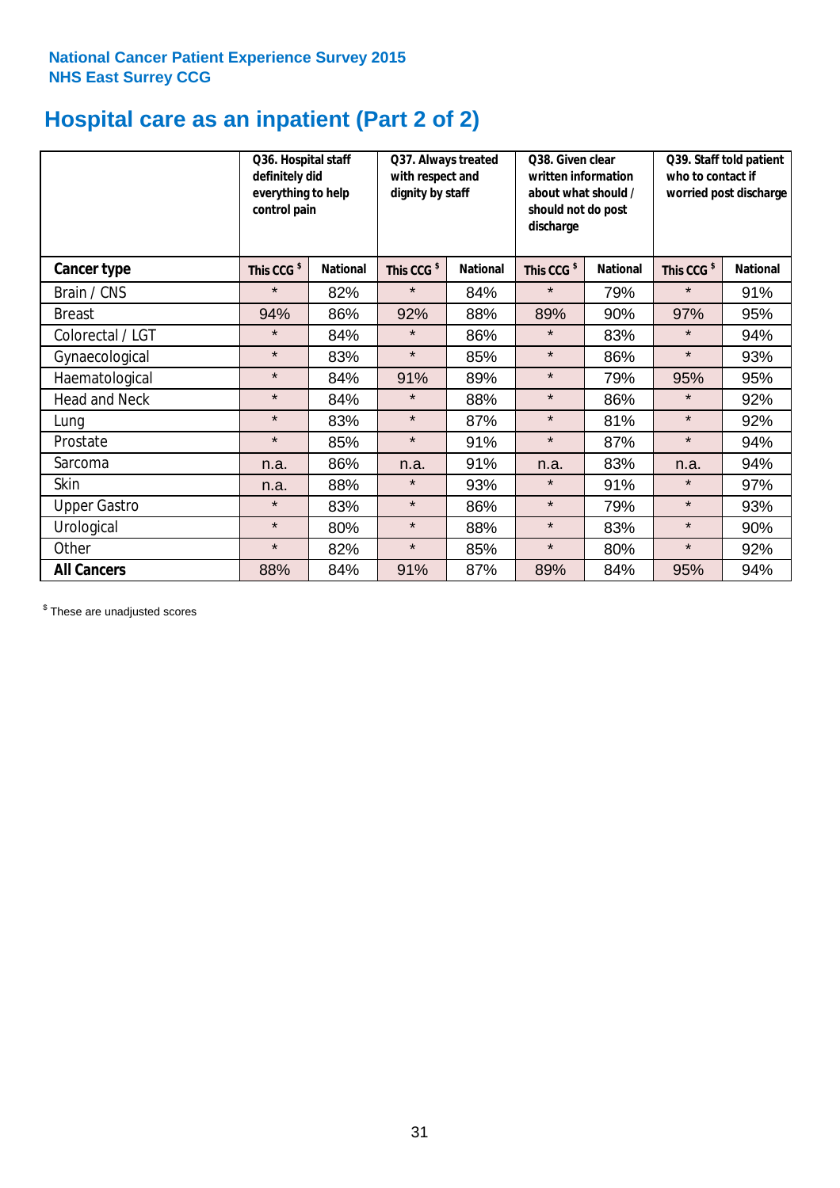National Cancer Patient Experience Survey 2015
NHS East Surrey CCG

# Hospital care as an inpatient (Part 2 of 2)

| | Q36. Hospital staff definitely did everything to help control pain | | Q37. Always treated with respect and dignity by staff | | Q38. Given clear written information about what should / should not do post discharge | | Q39. Staff told patient who to contact if worried post discharge | |
|---|---|---|---|---|---|---|---|---|
| **Cancer type** | **This CCG $** | **National** | **This CCG $** | **National** | **This CCG $** | **National** | **This CCG $** | **National** |
| Brain / CNS | * | 82% | * | 84% | * | 79% | * | 91% |
| Breast | 94% | 86% | 92% | 88% | 89% | 90% | 97% | 95% |
| Colorectal / LGT | * | 84% | * | 86% | * | 83% | * | 94% |
| Gynaecological | * | 83% | * | 85% | * | 86% | * | 93% |
| Haematological | * | 84% | 91% | 89% | * | 79% | 95% | 95% |
| Head and Neck | * | 84% | * | 88% | * | 86% | * | 92% |
| Lung | * | 83% | * | 87% | * | 81% | * | 92% |
| Prostate | * | 85% | * | 91% | * | 87% | * | 94% |
| Sarcoma | n.a. | 86% | n.a. | 91% | n.a. | 83% | n.a. | 94% |
| Skin | n.a. | 88% | * | 93% | * | 91% | * | 97% |
| Upper Gastro | * | 83% | * | 86% | * | 79% | * | 93% |
| Urological | * | 80% | * | 88% | * | 83% | * | 90% |
| Other | * | 82% | * | 85% | * | 80% | * | 92% |
| **All Cancers** | 88% | 84% | 91% | 87% | 89% | 84% | 95% | 94% |

$ These are unadjusted scores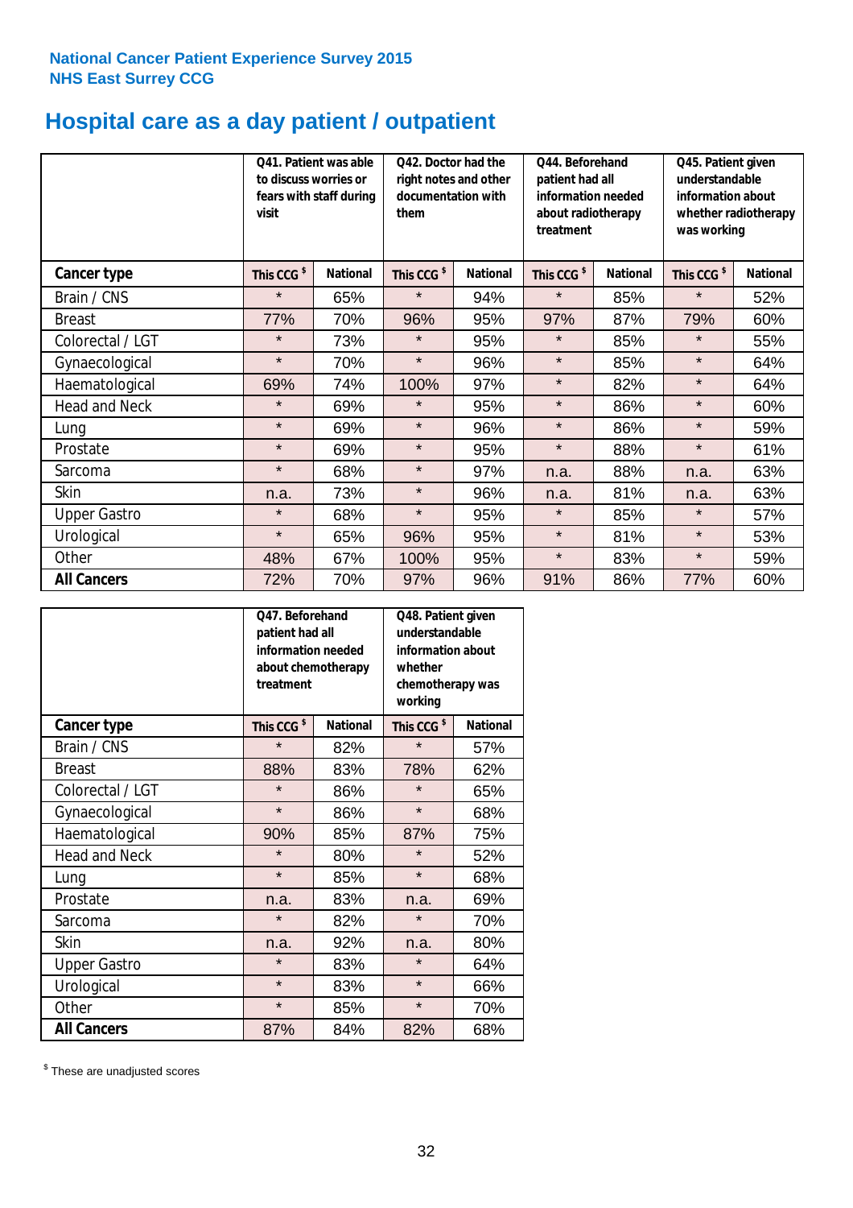National Cancer Patient Experience Survey 2015
NHS East Surrey CCG

# Hospital care as a day patient / outpatient

| | Q41. Patient was able to discuss worries or fears with staff during visit | | Q42. Doctor had the right notes and other documentation with them | | Q44. Beforehand patient had all information needed about radiotherapy treatment | | Q45. Patient given understandable information about whether radiotherapy was working | |
|---|---|---|---|---|---|---|---|---|
| **Cancer type** | **This CCG $** | **National** | **This CCG $** | **National** | **This CCG $** | **National** | **This CCG $** | **National** |
| Brain / CNS | * | 65% | * | 94% | * | 85% | * | 52% |
| Breast | 77% | 70% | 96% | 95% | 97% | 87% | 79% | 60% |
| Colorectal / LGT | * | 73% | * | 95% | * | 85% | * | 55% |
| Gynaecological | * | 70% | * | 96% | * | 85% | * | 64% |
| Haematological | 69% | 74% | 100% | 97% | * | 82% | * | 64% |
| Head and Neck | * | 69% | * | 95% | * | 86% | * | 60% |
| Lung | * | 69% | * | 96% | * | 86% | * | 59% |
| Prostate | * | 69% | * | 95% | * | 88% | * | 61% |
| Sarcoma | * | 68% | * | 97% | n.a. | 88% | n.a. | 63% |
| Skin | n.a. | 73% | * | 96% | n.a. | 81% | n.a. | 63% |
| Upper Gastro | * | 68% | * | 95% | * | 85% | * | 57% |
| Urological | * | 65% | 96% | 95% | * | 81% | * | 53% |
| Other | 48% | 67% | 100% | 95% | * | 83% | * | 59% |
| **All Cancers** | 72% | 70% | 97% | 96% | 91% | 86% | 77% | 60% |

| | Q47. Beforehand patient had all information needed about chemotherapy treatment | | Q48. Patient given understandable information about whether chemotherapy was working | |
|---|---|---|---|---|
| **Cancer type** | **This CCG $** | **National** | **This CCG $** | **National** |
| Brain / CNS | * | 82% | * | 57% |
| Breast | 88% | 83% | 78% | 62% |
| Colorectal / LGT | * | 86% | * | 65% |
| Gynaecological | * | 86% | * | 68% |
| Haematological | 90% | 85% | 87% | 75% |
| Head and Neck | * | 80% | * | 52% |
| Lung | * | 85% | * | 68% |
| Prostate | n.a. | 83% | n.a. | 69% |
| Sarcoma | * | 82% | * | 70% |
| Skin | n.a. | 92% | n.a. | 80% |
| Upper Gastro | * | 83% | * | 64% |
| Urological | * | 83% | * | 66% |
| Other | * | 85% | * | 70% |
| **All Cancers** | 87% | 84% | 82% | 68% |

$ These are unadjusted scores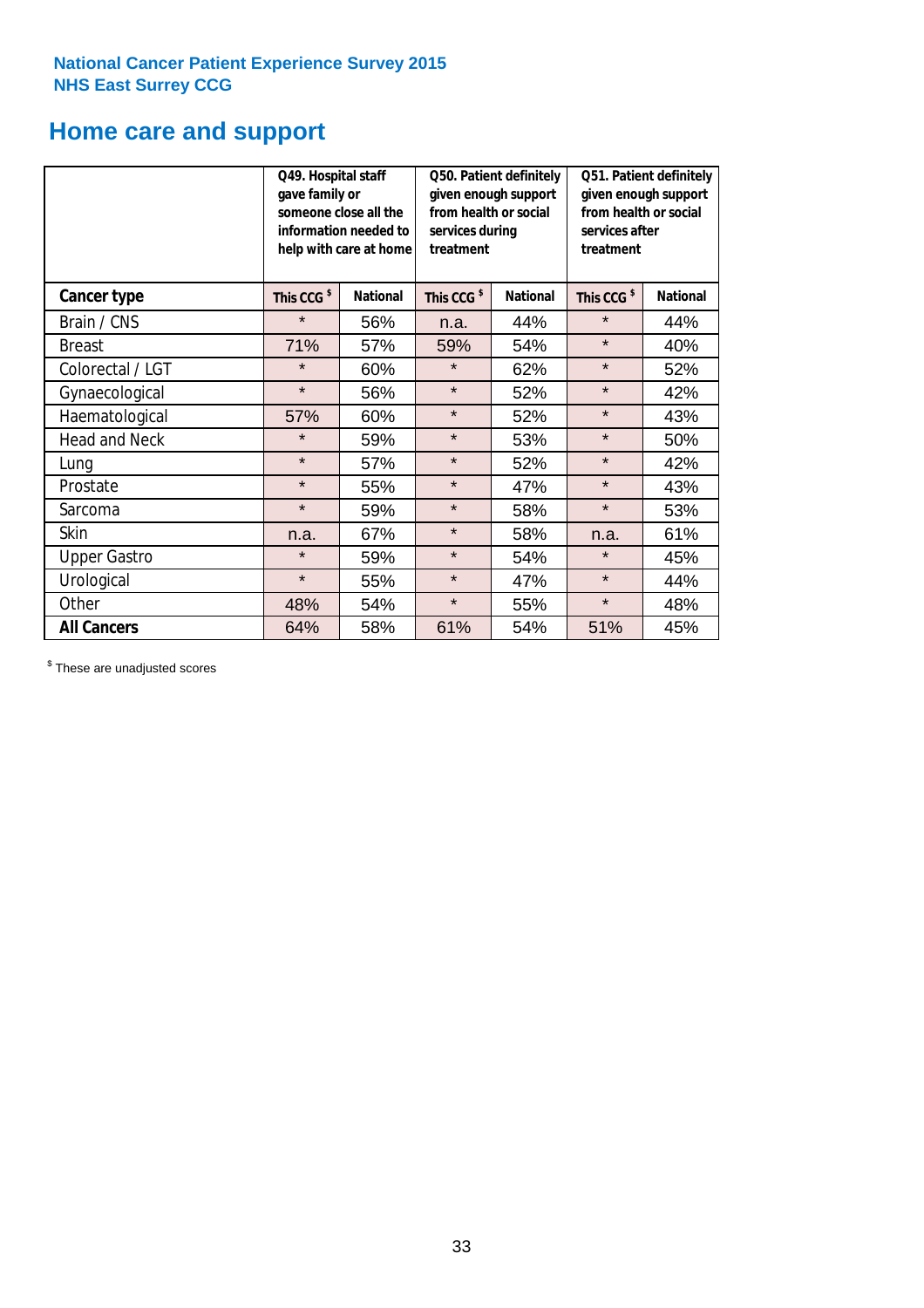National Cancer Patient Experience Survey 2015
NHS East Surrey CCG

# Home care and support

| | Q49. Hospital staff gave family or someone close all the information needed to help with care at home | | Q50. Patient definitely given enough support from health or social services during treatment | | Q51. Patient definitely given enough support from health or social services after treatment | |
|---|---|---|---|---|---|---|
| **Cancer type** | This CCG $ | National | This CCG $ | National | This CCG $ | National |
| Brain / CNS | * | 56% | n.a. | 44% | * | 44% |
| Breast | 71% | 57% | 59% | 54% | * | 40% |
| Colorectal / LGT | * | 60% | * | 62% | * | 52% |
| Gynaecological | * | 56% | * | 52% | * | 42% |
| Haematological | 57% | 60% | * | 52% | * | 43% |
| Head and Neck | * | 59% | * | 53% | * | 50% |
| Lung | * | 57% | * | 52% | * | 42% |
| Prostate | * | 55% | * | 47% | * | 43% |
| Sarcoma | * | 59% | * | 58% | * | 53% |
| Skin | n.a. | 67% | * | 58% | n.a. | 61% |
| Upper Gastro | * | 59% | * | 54% | * | 45% |
| Urological | * | 55% | * | 47% | * | 44% |
| Other | 48% | 54% | * | 55% | * | 48% |
| **All Cancers** | 64% | 58% | 61% | 54% | 51% | 45% |

$ These are unadjusted scores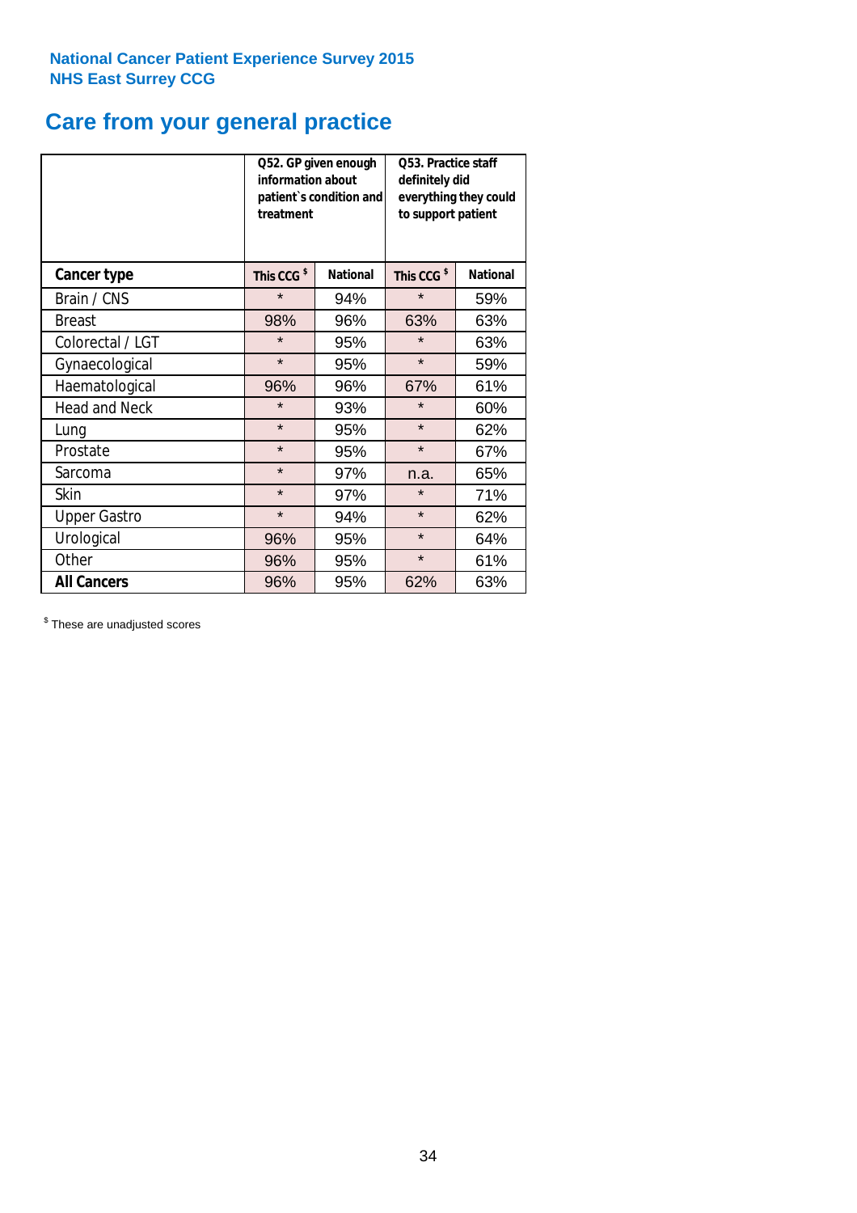National Cancer Patient Experience Survey 2015
NHS East Surrey CCG

# Care from your general practice

| | Q52. GP given enough information about patient`s condition and treatment | | Q53. Practice staff definitely did everything they could to support patient | |
|---|---|---|---|---|
| **Cancer type** | **This CCG $** | **National** | **This CCG $** | **National** |
| Brain / CNS | * | 94% | * | 59% |
| Breast | 98% | 96% | 63% | 63% |
| Colorectal / LGT | * | 95% | * | 63% |
| Gynaecological | * | 95% | * | 59% |
| Haematological | 96% | 96% | 67% | 61% |
| Head and Neck | * | 93% | * | 60% |
| Lung | * | 95% | * | 62% |
| Prostate | * | 95% | * | 67% |
| Sarcoma | * | 97% | n.a. | 65% |
| Skin | * | 97% | * | 71% |
| Upper Gastro | * | 94% | * | 62% |
| Urological | 96% | 95% | * | 64% |
| Other | 96% | 95% | * | 61% |
| **All Cancers** | 96% | 95% | 62% | 63% |

$ These are unadjusted scores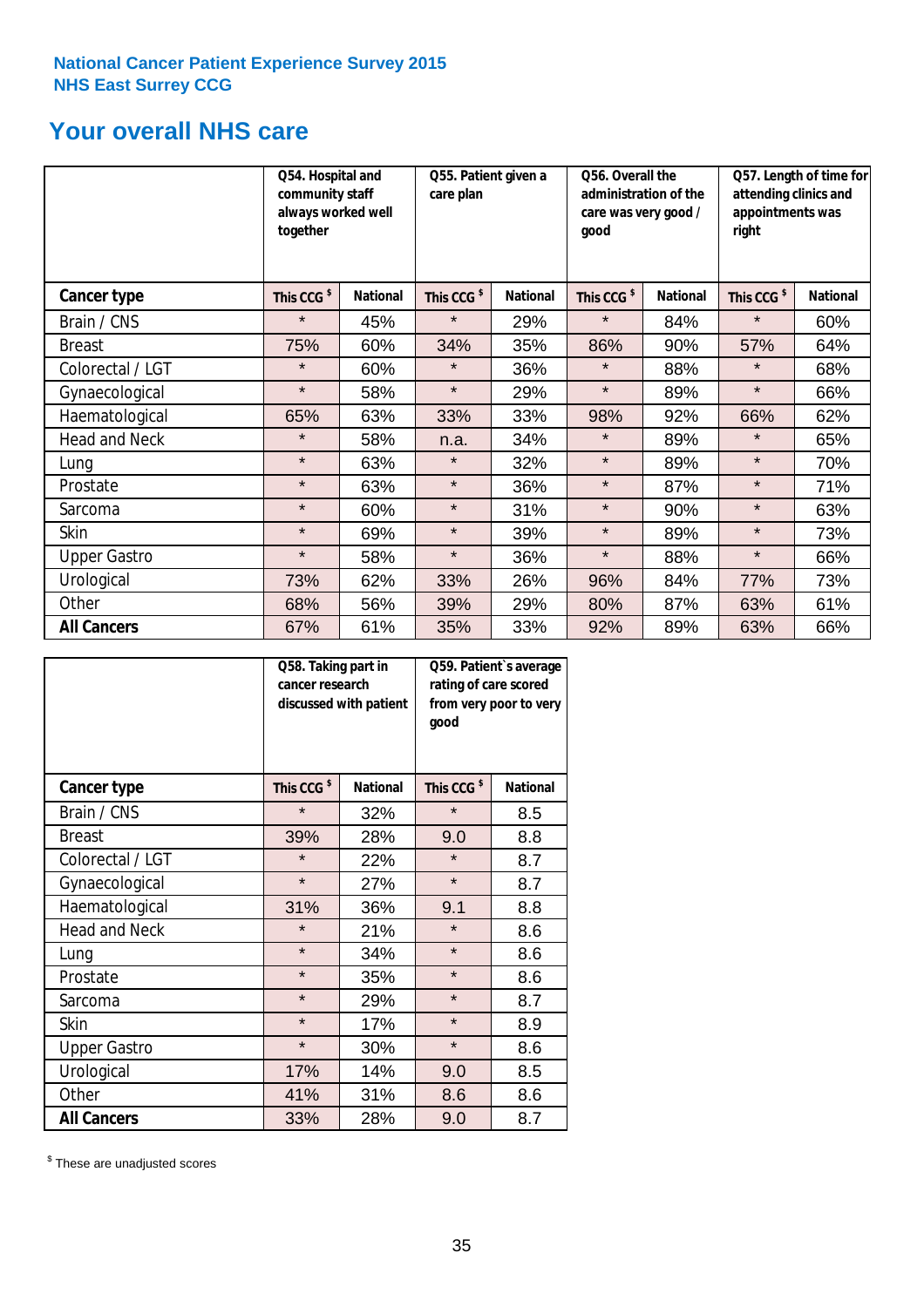National Cancer Patient Experience Survey 2015
NHS East Surrey CCG

## Your overall NHS care

| | Q54. Hospital and community staff always worked well together | | Q55. Patient given a care plan | | Q56. Overall the administration of the care was very good / good | | Q57. Length of time for attending clinics and appointments was right | |
|---|---|---|---|---|---|---|---|---|
| **Cancer type** | This CCG $ | National | This CCG $ | National | This CCG $ | National | This CCG $ | National |
| Brain / CNS | * | 45% | * | 29% | * | 84% | * | 60% |
| Breast | 75% | 60% | 34% | 35% | 86% | 90% | 57% | 64% |
| Colorectal / LGT | * | 60% | * | 36% | * | 88% | * | 68% |
| Gynaecological | * | 58% | * | 29% | * | 89% | * | 66% |
| Haematological | 65% | 63% | 33% | 33% | 98% | 92% | 66% | 62% |
| Head and Neck | * | 58% | n.a. | 34% | * | 89% | * | 65% |
| Lung | * | 63% | * | 32% | * | 89% | * | 70% |
| Prostate | * | 63% | * | 36% | * | 87% | * | 71% |
| Sarcoma | * | 60% | * | 31% | * | 90% | * | 63% |
| Skin | * | 69% | * | 39% | * | 89% | * | 73% |
| Upper Gastro | * | 58% | * | 36% | * | 88% | * | 66% |
| Urological | 73% | 62% | 33% | 26% | 96% | 84% | 77% | 73% |
| Other | 68% | 56% | 39% | 29% | 80% | 87% | 63% | 61% |
| **All Cancers** | 67% | 61% | 35% | 33% | 92% | 89% | 63% | 66% |

| | Q58. Taking part in cancer research discussed with patient | | Q59. Patient's average rating of care scored from very poor to very good | |
|---|---|---|---|---|
| **Cancer type** | This CCG $ | National | This CCG $ | National |
| Brain / CNS | * | 32% | * | 8.5 |
| Breast | 39% | 28% | 9.0 | 8.8 |
| Colorectal / LGT | * | 22% | * | 8.7 |
| Gynaecological | * | 27% | * | 8.7 |
| Haematological | 31% | 36% | 9.1 | 8.8 |
| Head and Neck | * | 21% | * | 8.6 |
| Lung | * | 34% | * | 8.6 |
| Prostate | * | 35% | * | 8.6 |
| Sarcoma | * | 29% | * | 8.7 |
| Skin | * | 17% | * | 8.9 |
| Upper Gastro | * | 30% | * | 8.6 |
| Urological | 17% | 14% | 9.0 | 8.5 |
| Other | 41% | 31% | 8.6 | 8.6 |
| **All Cancers** | 33% | 28% | 9.0 | 8.7 |

$ These are unadjusted scores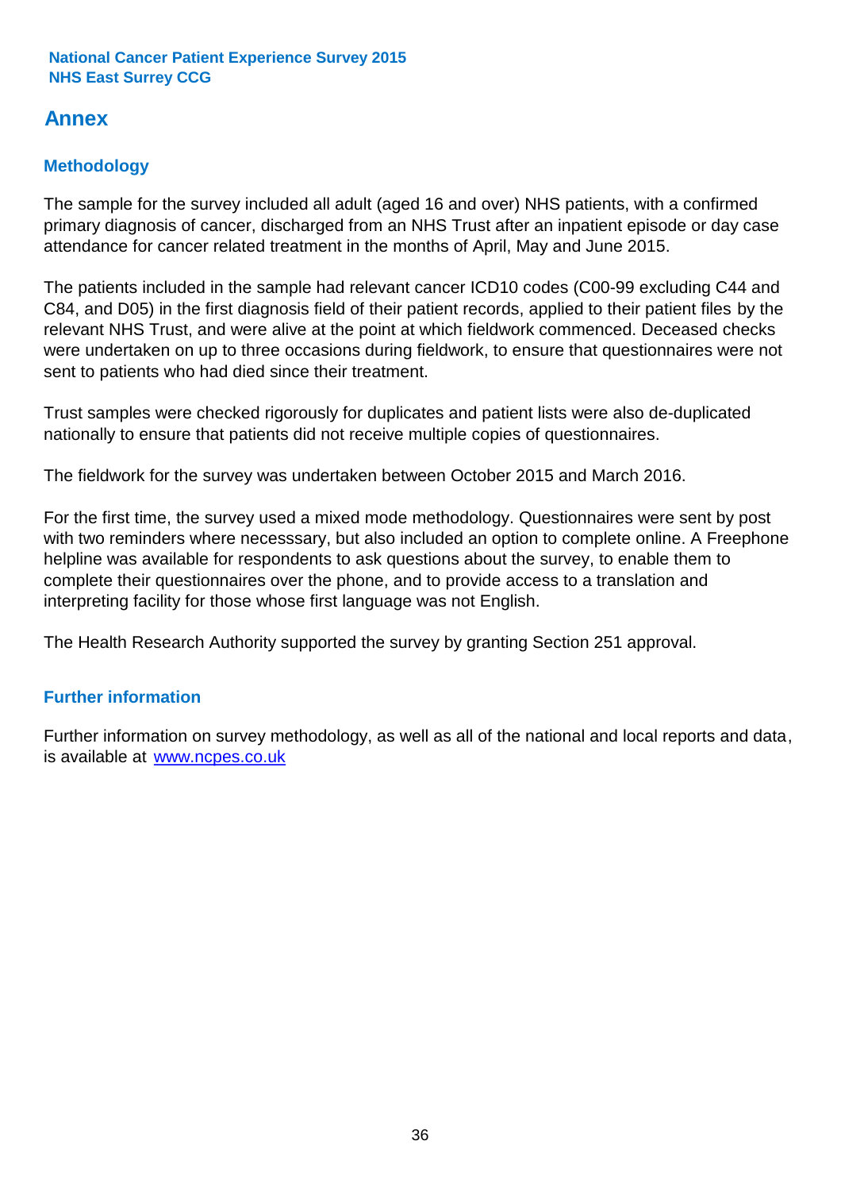# Annex

## Methodology

The sample for the survey included all adult (aged 16 and over) NHS patients, with a confirmed primary diagnosis of cancer, discharged from an NHS Trust after an inpatient episode or day case attendance for cancer related treatment in the months of April, May and June 2015.

The patients included in the sample had relevant cancer ICD10 codes (C00-99 excluding C44 and C84, and D05) in the first diagnosis field of their patient records, applied to their patient files by the relevant NHS Trust, and were alive at the point at which fieldwork commenced. Deceased checks were undertaken on up to three occasions during fieldwork, to ensure that questionnaires were not sent to patients who had died since their treatment.

Trust samples were checked rigorously for duplicates and patient lists were also de-duplicated nationally to ensure that patients did not receive multiple copies of questionnaires.

The fieldwork for the survey was undertaken between October 2015 and March 2016.

For the first time, the survey used a mixed mode methodology. Questionnaires were sent by post with two reminders where necesssary, but also included an option to complete online. A Freephone helpline was available for respondents to ask questions about the survey, to enable them to complete their questionnaires over the phone, and to provide access to a translation and interpreting facility for those whose first language was not English.

The Health Research Authority supported the survey by granting Section 251 approval.

## Further information

Further information on survey methodology, as well as all of the national and local reports and data, is available at [www.ncpes.co.uk](http://www.ncpes.co.uk)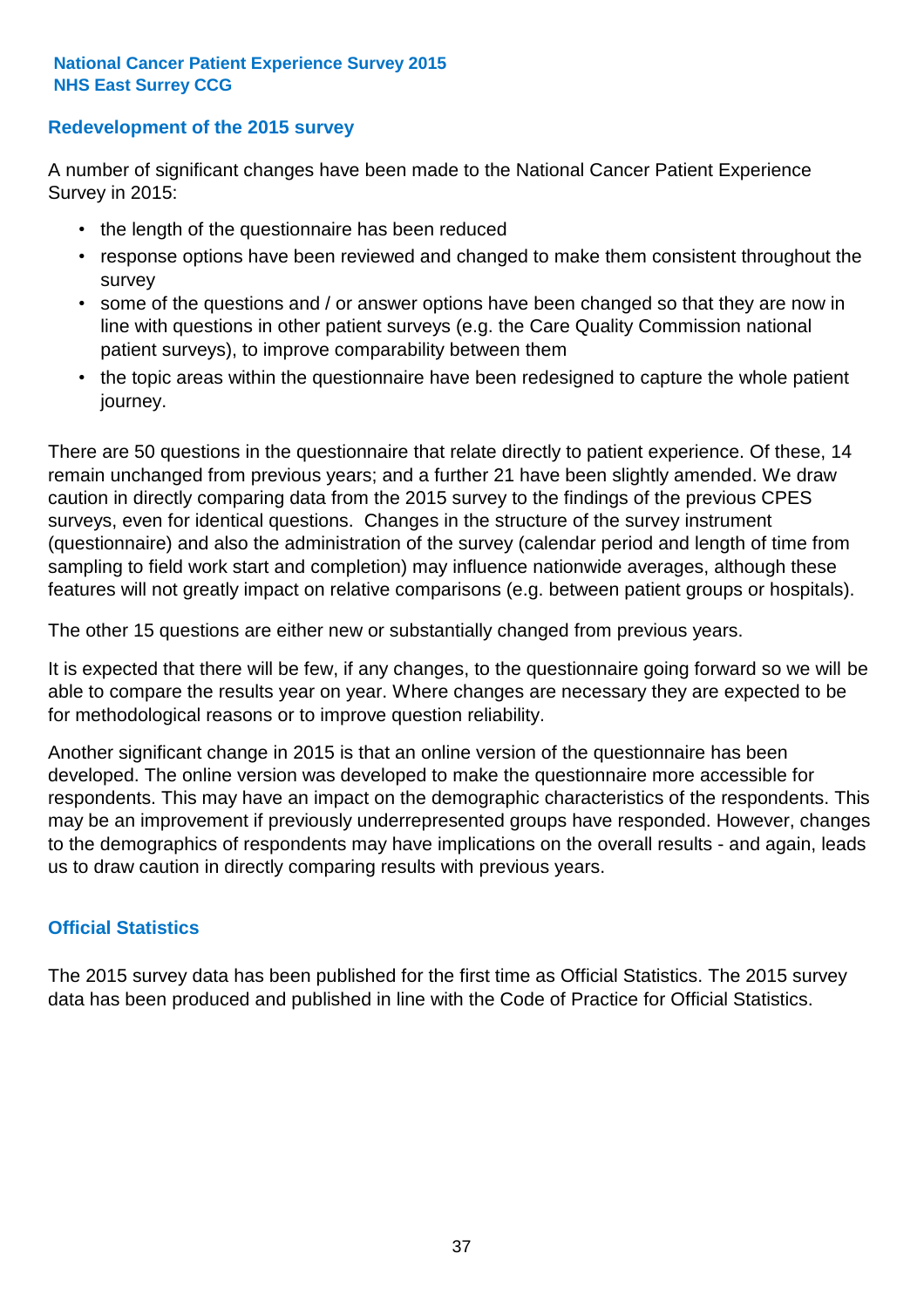## Redevelopment of the 2015 survey

A number of significant changes have been made to the National Cancer Patient Experience Survey in 2015:

- the length of the questionnaire has been reduced
- response options have been reviewed and changed to make them consistent throughout the survey
- some of the questions and / or answer options have been changed so that they are now in line with questions in other patient surveys (e.g. the Care Quality Commission national patient surveys), to improve comparability between them
- the topic areas within the questionnaire have been redesigned to capture the whole patient journey.

There are 50 questions in the questionnaire that relate directly to patient experience. Of these, 14 remain unchanged from previous years; and a further 21 have been slightly amended. We draw caution in directly comparing data from the 2015 survey to the findings of the previous CPES surveys, even for identical questions. Changes in the structure of the survey instrument (questionnaire) and also the administration of the survey (calendar period and length of time from sampling to field work start and completion) may influence nationwide averages, although these features will not greatly impact on relative comparisons (e.g. between patient groups or hospitals).

The other 15 questions are either new or substantially changed from previous years.

It is expected that there will be few, if any changes, to the questionnaire going forward so we will be able to compare the results year on year. Where changes are necessary they are expected to be for methodological reasons or to improve question reliability.

Another significant change in 2015 is that an online version of the questionnaire has been developed. The online version was developed to make the questionnaire more accessible for respondents. This may have an impact on the demographic characteristics of the respondents. This may be an improvement if previously underrepresented groups have responded. However, changes to the demographics of respondents may have implications on the overall results - and again, leads us to draw caution in directly comparing results with previous years.

## Official Statistics

The 2015 survey data has been published for the first time as Official Statistics. The 2015 survey data has been produced and published in line with the Code of Practice for Official Statistics.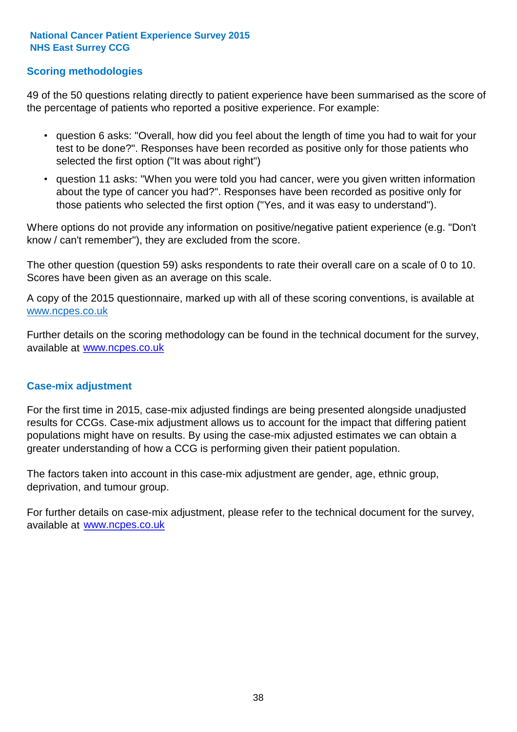**National Cancer Patient Experience Survey 2015**
**NHS East Surrey CCG**

## Scoring methodologies

49 of the 50 questions relating directly to patient experience have been summarised as the score of the percentage of patients who reported a positive experience. For example:

- question 6 asks: "Overall, how did you feel about the length of time you had to wait for your test to be done?". Responses have been recorded as positive only for those patients who selected the first option ("It was about right")
- question 11 asks: "When you were told you had cancer, were you given written information about the type of cancer you had?". Responses have been recorded as positive only for those patients who selected the first option ("Yes, and it was easy to understand").

Where options do not provide any information on positive/negative patient experience (e.g. "Don't know / can't remember"), they are excluded from the score.

The other question (question 59) asks respondents to rate their overall care on a scale of 0 to 10. Scores have been given as an average on this scale.

A copy of the 2015 questionnaire, marked up with all of these scoring conventions, is available at www.ncpes.co.uk

Further details on the scoring methodology can be found in the technical document for the survey, available at www.ncpes.co.uk

## Case-mix adjustment

For the first time in 2015, case-mix adjusted findings are being presented alongside unadjusted results for CCGs. Case-mix adjustment allows us to account for the impact that differing patient populations might have on results. By using the case-mix adjusted estimates we can obtain a greater understanding of how a CCG is performing given their patient population.

The factors taken into account in this case-mix adjustment are gender, age, ethnic group, deprivation, and tumour group.

For further details on case-mix adjustment, please refer to the technical document for the survey, available at www.ncpes.co.uk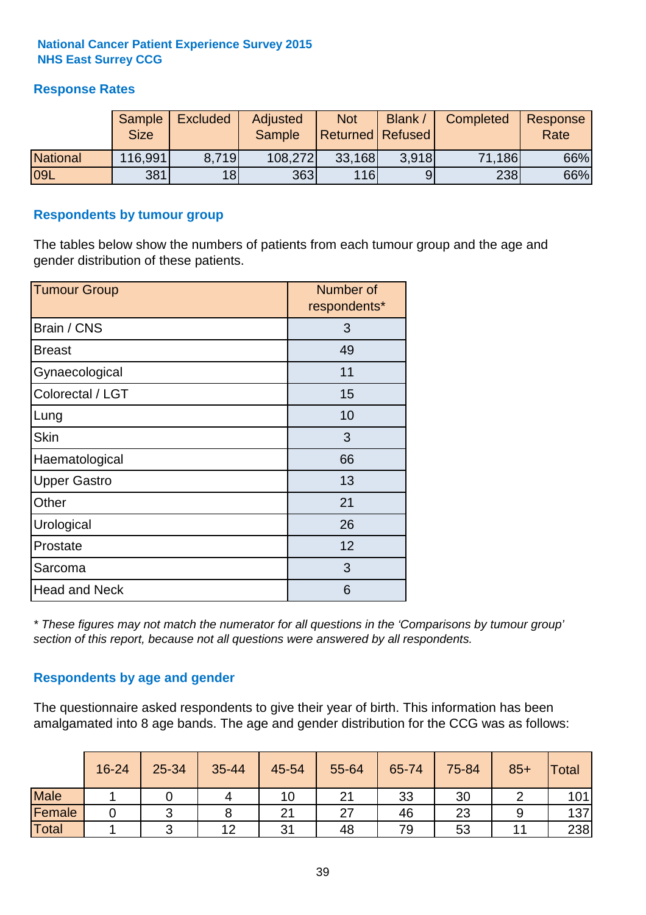**National Cancer Patient Experience Survey 2015**
**NHS East Surrey CCG**

## Response Rates

| | Sample Size | Excluded | Adjusted Sample | Not Returned | Blank / Refused | Completed | Response Rate |
|---|---|---|---|---|---|---|---|
| National | 116,991 | 8,719 | 108,272 | 33,168 | 3,918 | 71,186 | 66% |
| 09L | 381 | 18 | 363 | 116 | 9 | 238 | 66% |

## Respondents by tumour group

The tables below show the numbers of patients from each tumour group and the age and gender distribution of these patients.

| Tumour Group | Number of respondents* |
|---|---|
| Brain / CNS | 3 |
| Breast | 49 |
| Gynaecological | 11 |
| Colorectal / LGT | 15 |
| Lung | 10 |
| Skin | 3 |
| Haematological | 66 |
| Upper Gastro | 13 |
| Other | 21 |
| Urological | 26 |
| Prostate | 12 |
| Sarcoma | 3 |
| Head and Neck | 6 |

*\* These figures may not match the numerator for all questions in the 'Comparisons by tumour group' section of this report, because not all questions were answered by all respondents.*

## Respondents by age and gender

The questionnaire asked respondents to give their year of birth. This information has been amalgamated into 8 age bands. The age and gender distribution for the CCG was as follows:

| | 16-24 | 25-34 | 35-44 | 45-54 | 55-64 | 65-74 | 75-84 | 85+ | Total |
|---|---|---|---|---|---|---|---|---|---|
| Male | 1 | 0 | 4 | 10 | 21 | 33 | 30 | 2 | 101 |
| Female | 0 | 3 | 8 | 21 | 27 | 46 | 23 | 9 | 137 |
| Total | 1 | 3 | 12 | 31 | 48 | 79 | 53 | 11 | 238 |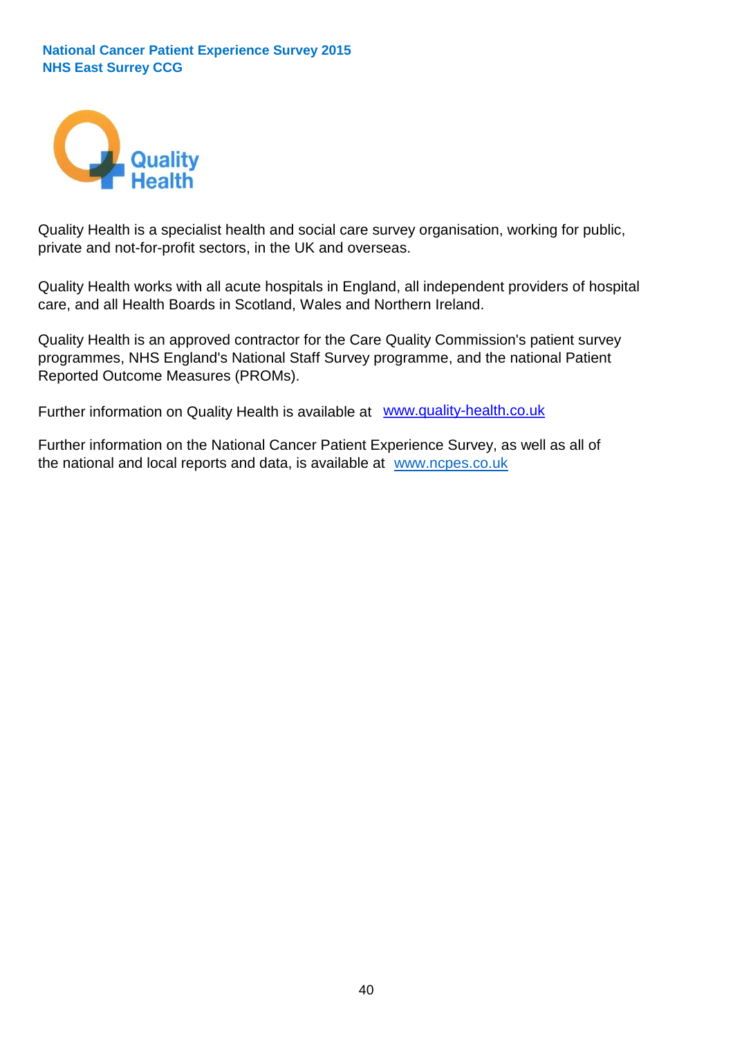Quality Health is a specialist health and social care survey organisation, working for public, private and not-for-profit sectors, in the UK and overseas.

Quality Health works with all acute hospitals in England, all independent providers of hospital care, and all Health Boards in Scotland, Wales and Northern Ireland.

Quality Health is an approved contractor for the Care Quality Commission's patient survey programmes, NHS England's National Staff Survey programme, and the national Patient Reported Outcome Measures (PROMs).

Further information on Quality Health is available at [www.quality-health.co.uk](http://www.quality-health.co.uk)

Further information on the National Cancer Patient Experience Survey, as well as all of the national and local reports and data, is available at [www.ncpes.co.uk](http://www.ncpes.co.uk)